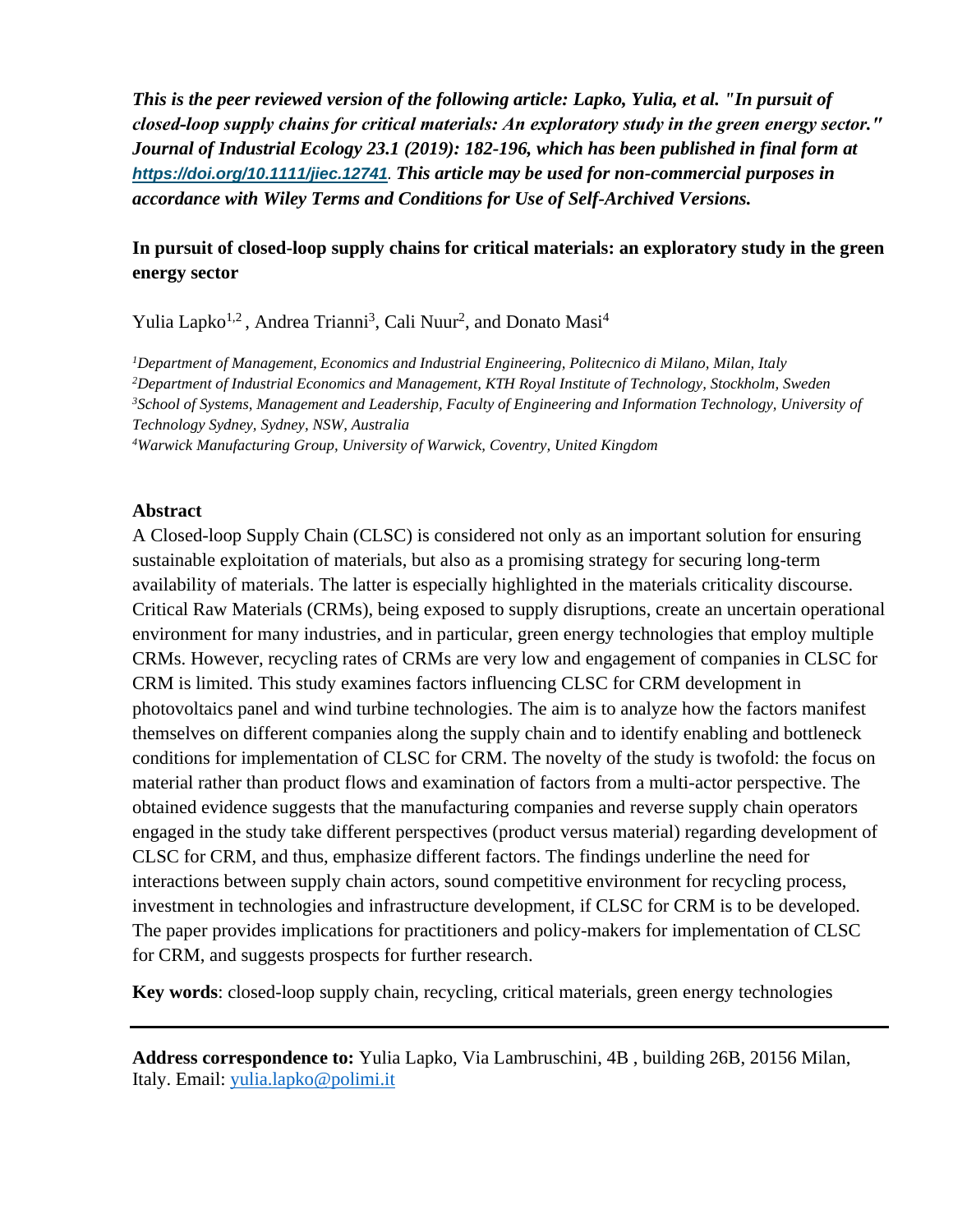***This is the peer reviewed version of the following article: Lapko, Yulia, et al. "In pursuit of closed-loop supply chains for critical materials: An exploratory study in the green energy sector." Journal of Industrial Ecology 23.1 (2019): 182-196, which has been published in final form at [https://doi.org/10.1111/jiec.12741](https://doi.org/10.1111/jiec.12741). This article may be used for non-commercial purposes in accordance with Wiley Terms and Conditions for Use of Self-Archived Versions.***

# In pursuit of closed-loop supply chains for critical materials: an exploratory study in the green energy sector

Yulia Lapko[1,2], Andrea Trianni[3], Cali Nuur[2], and Donato Masi[4]

*[1]Department of Management, Economics and Industrial Engineering, Politecnico di Milano, Milan, Italy*
*[2]Department of Industrial Economics and Management, KTH Royal Institute of Technology, Stockholm, Sweden*
*[3]School of Systems, Management and Leadership, Faculty of Engineering and Information Technology, University of Technology Sydney, Sydney, NSW, Australia*
*[4]Warwick Manufacturing Group, University of Warwick, Coventry, United Kingdom*

## Abstract

A Closed-loop Supply Chain (CLSC) is considered not only as an important solution for ensuring sustainable exploitation of materials, but also as a promising strategy for securing long-term availability of materials. The latter is especially highlighted in the materials criticality discourse. Critical Raw Materials (CRMs), being exposed to supply disruptions, create an uncertain operational environment for many industries, and in particular, green energy technologies that employ multiple CRMs. However, recycling rates of CRMs are very low and engagement of companies in CLSC for CRM is limited. This study examines factors influencing CLSC for CRM development in photovoltaics panel and wind turbine technologies. The aim is to analyze how the factors manifest themselves on different companies along the supply chain and to identify enabling and bottleneck conditions for implementation of CLSC for CRM. The novelty of the study is twofold: the focus on material rather than product flows and examination of factors from a multi-actor perspective. The obtained evidence suggests that the manufacturing companies and reverse supply chain operators engaged in the study take different perspectives (product versus material) regarding development of CLSC for CRM, and thus, emphasize different factors. The findings underline the need for interactions between supply chain actors, sound competitive environment for recycling process, investment in technologies and infrastructure development, if CLSC for CRM is to be developed. The paper provides implications for practitioners and policy-makers for implementation of CLSC for CRM, and suggests prospects for further research.

**Key words**: closed-loop supply chain, recycling, critical materials, green energy technologies

---

**Address correspondence to:** Yulia Lapko, Via Lambruschini, 4B , building 26B, 20156 Milan, Italy. Email: [yulia.lapko@polimi.it](mailto:yulia.lapko@polimi.it)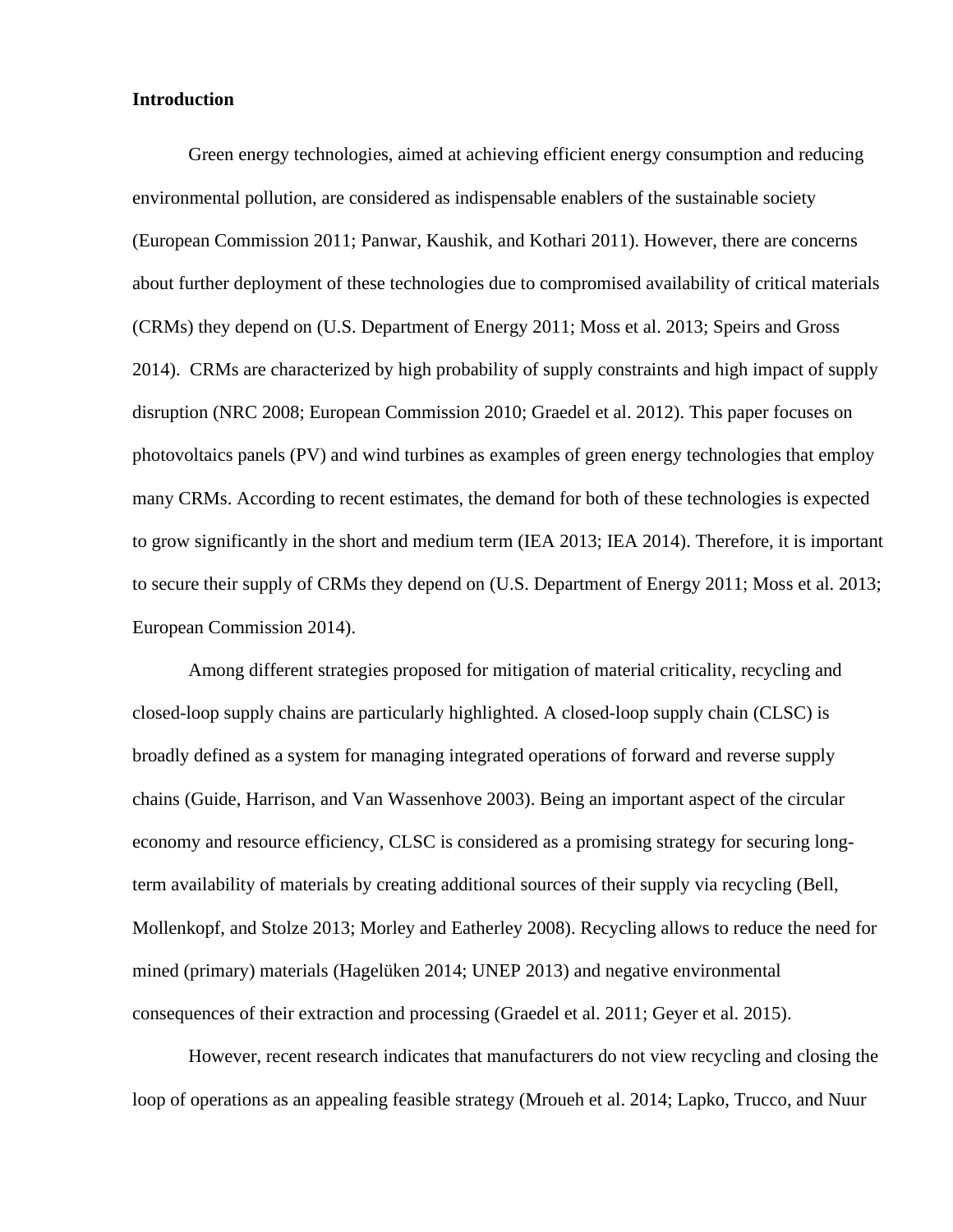**Introduction**

Green energy technologies, aimed at achieving efficient energy consumption and reducing environmental pollution, are considered as indispensable enablers of the sustainable society (European Commission 2011; Panwar, Kaushik, and Kothari 2011). However, there are concerns about further deployment of these technologies due to compromised availability of critical materials (CRMs) they depend on (U.S. Department of Energy 2011; Moss et al. 2013; Speirs and Gross 2014). CRMs are characterized by high probability of supply constraints and high impact of supply disruption (NRC 2008; European Commission 2010; Graedel et al. 2012). This paper focuses on photovoltaics panels (PV) and wind turbines as examples of green energy technologies that employ many CRMs. According to recent estimates, the demand for both of these technologies is expected to grow significantly in the short and medium term (IEA 2013; IEA 2014). Therefore, it is important to secure their supply of CRMs they depend on (U.S. Department of Energy 2011; Moss et al. 2013; European Commission 2014).

Among different strategies proposed for mitigation of material criticality, recycling and closed-loop supply chains are particularly highlighted. A closed-loop supply chain (CLSC) is broadly defined as a system for managing integrated operations of forward and reverse supply chains (Guide, Harrison, and Van Wassenhove 2003). Being an important aspect of the circular economy and resource efficiency, CLSC is considered as a promising strategy for securing long-term availability of materials by creating additional sources of their supply via recycling (Bell, Mollenkopf, and Stolze 2013; Morley and Eatherley 2008). Recycling allows to reduce the need for mined (primary) materials (Hagelüken 2014; UNEP 2013) and negative environmental consequences of their extraction and processing (Graedel et al. 2011; Geyer et al. 2015).

However, recent research indicates that manufacturers do not view recycling and closing the loop of operations as an appealing feasible strategy (Mroueh et al. 2014; Lapko, Trucco, and Nuur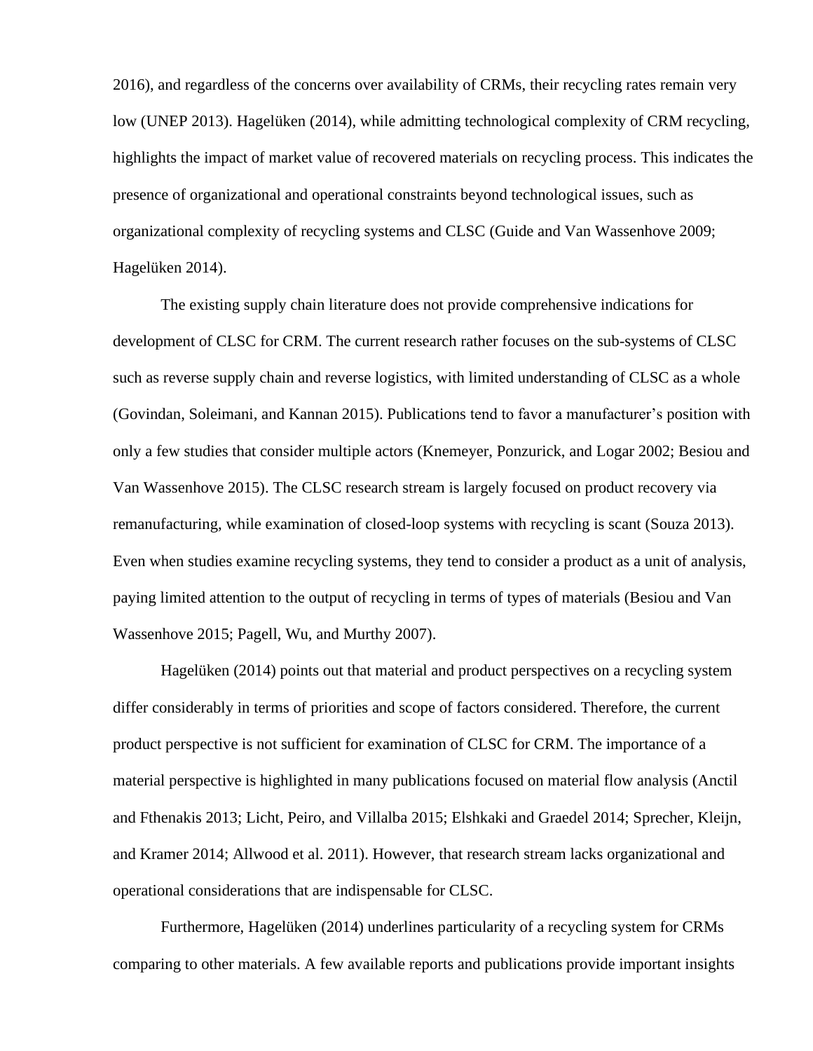2016), and regardless of the concerns over availability of CRMs, their recycling rates remain very low (UNEP 2013). Hagelüken (2014), while admitting technological complexity of CRM recycling, highlights the impact of market value of recovered materials on recycling process. This indicates the presence of organizational and operational constraints beyond technological issues, such as organizational complexity of recycling systems and CLSC (Guide and Van Wassenhove 2009; Hagelüken 2014).

The existing supply chain literature does not provide comprehensive indications for development of CLSC for CRM. The current research rather focuses on the sub-systems of CLSC such as reverse supply chain and reverse logistics, with limited understanding of CLSC as a whole (Govindan, Soleimani, and Kannan 2015). Publications tend to favor a manufacturer's position with only a few studies that consider multiple actors (Knemeyer, Ponzurick, and Logar 2002; Besiou and Van Wassenhove 2015). The CLSC research stream is largely focused on product recovery via remanufacturing, while examination of closed-loop systems with recycling is scant (Souza 2013). Even when studies examine recycling systems, they tend to consider a product as a unit of analysis, paying limited attention to the output of recycling in terms of types of materials (Besiou and Van Wassenhove 2015; Pagell, Wu, and Murthy 2007).

Hagelüken (2014) points out that material and product perspectives on a recycling system differ considerably in terms of priorities and scope of factors considered. Therefore, the current product perspective is not sufficient for examination of CLSC for CRM. The importance of a material perspective is highlighted in many publications focused on material flow analysis (Anctil and Fthenakis 2013; Licht, Peiro, and Villalba 2015; Elshkaki and Graedel 2014; Sprecher, Kleijn, and Kramer 2014; Allwood et al. 2011). However, that research stream lacks organizational and operational considerations that are indispensable for CLSC.

Furthermore, Hagelüken (2014) underlines particularity of a recycling system for CRMs comparing to other materials. A few available reports and publications provide important insights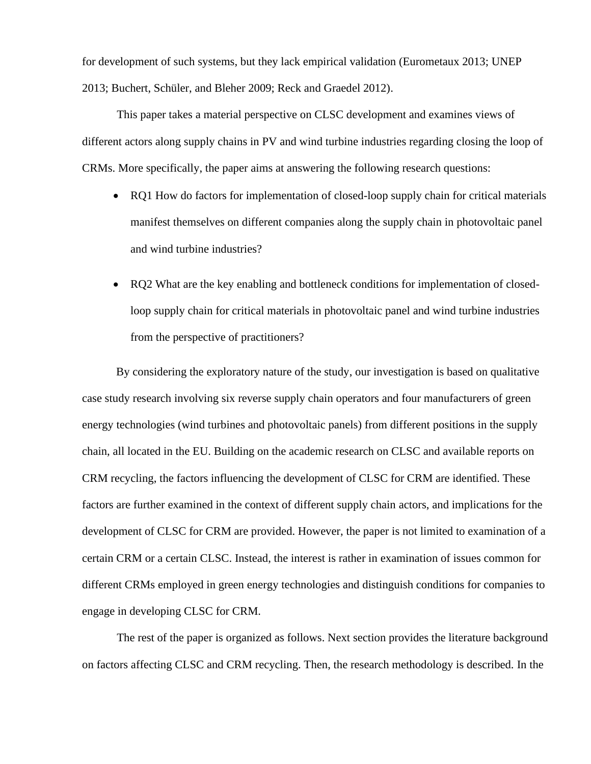for development of such systems, but they lack empirical validation (Eurometaux 2013; UNEP 2013; Buchert, Schüler, and Bleher 2009; Reck and Graedel 2012).

This paper takes a material perspective on CLSC development and examines views of different actors along supply chains in PV and wind turbine industries regarding closing the loop of CRMs. More specifically, the paper aims at answering the following research questions:

- RQ1 How do factors for implementation of closed-loop supply chain for critical materials manifest themselves on different companies along the supply chain in photovoltaic panel and wind turbine industries?
- RQ2 What are the key enabling and bottleneck conditions for implementation of closed-loop supply chain for critical materials in photovoltaic panel and wind turbine industries from the perspective of practitioners?

By considering the exploratory nature of the study, our investigation is based on qualitative case study research involving six reverse supply chain operators and four manufacturers of green energy technologies (wind turbines and photovoltaic panels) from different positions in the supply chain, all located in the EU. Building on the academic research on CLSC and available reports on CRM recycling, the factors influencing the development of CLSC for CRM are identified. These factors are further examined in the context of different supply chain actors, and implications for the development of CLSC for CRM are provided. However, the paper is not limited to examination of a certain CRM or a certain CLSC. Instead, the interest is rather in examination of issues common for different CRMs employed in green energy technologies and distinguish conditions for companies to engage in developing CLSC for CRM.

The rest of the paper is organized as follows. Next section provides the literature background on factors affecting CLSC and CRM recycling. Then, the research methodology is described. In the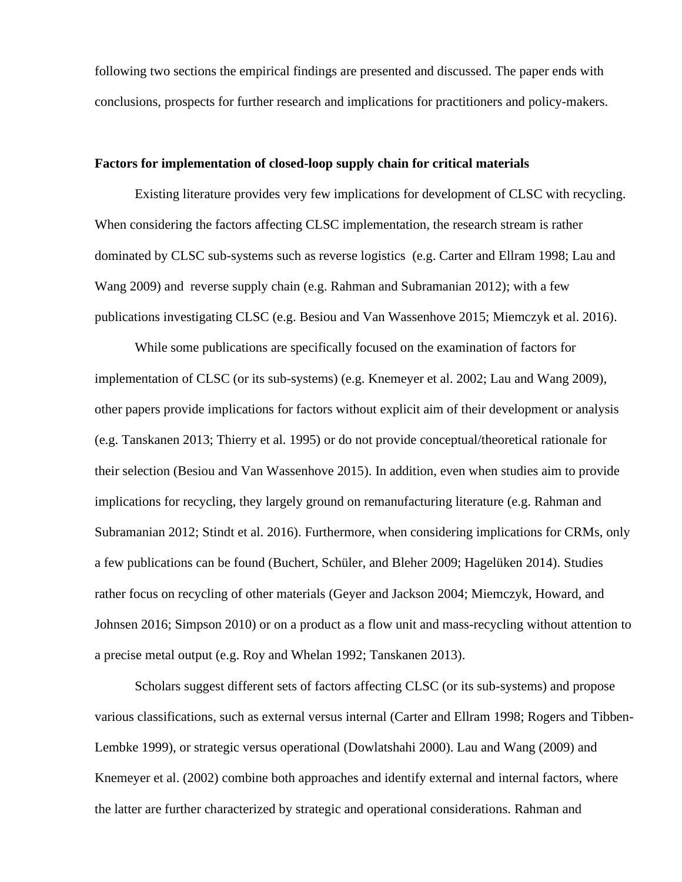following two sections the empirical findings are presented and discussed. The paper ends with conclusions, prospects for further research and implications for practitioners and policy-makers.

**Factors for implementation of closed-loop supply chain for critical materials**

Existing literature provides very few implications for development of CLSC with recycling. When considering the factors affecting CLSC implementation, the research stream is rather dominated by CLSC sub-systems such as reverse logistics (e.g. Carter and Ellram 1998; Lau and Wang 2009) and reverse supply chain (e.g. Rahman and Subramanian 2012); with a few publications investigating CLSC (e.g. Besiou and Van Wassenhove 2015; Miemczyk et al. 2016).

While some publications are specifically focused on the examination of factors for implementation of CLSC (or its sub-systems) (e.g. Knemeyer et al. 2002; Lau and Wang 2009), other papers provide implications for factors without explicit aim of their development or analysis (e.g. Tanskanen 2013; Thierry et al. 1995) or do not provide conceptual/theoretical rationale for their selection (Besiou and Van Wassenhove 2015). In addition, even when studies aim to provide implications for recycling, they largely ground on remanufacturing literature (e.g. Rahman and Subramanian 2012; Stindt et al. 2016). Furthermore, when considering implications for CRMs, only a few publications can be found (Buchert, Schüler, and Bleher 2009; Hagelüken 2014). Studies rather focus on recycling of other materials (Geyer and Jackson 2004; Miemczyk, Howard, and Johnsen 2016; Simpson 2010) or on a product as a flow unit and mass-recycling without attention to a precise metal output (e.g. Roy and Whelan 1992; Tanskanen 2013).

Scholars suggest different sets of factors affecting CLSC (or its sub-systems) and propose various classifications, such as external versus internal (Carter and Ellram 1998; Rogers and Tibben-Lembke 1999), or strategic versus operational (Dowlatshahi 2000). Lau and Wang (2009) and Knemeyer et al. (2002) combine both approaches and identify external and internal factors, where the latter are further characterized by strategic and operational considerations. Rahman and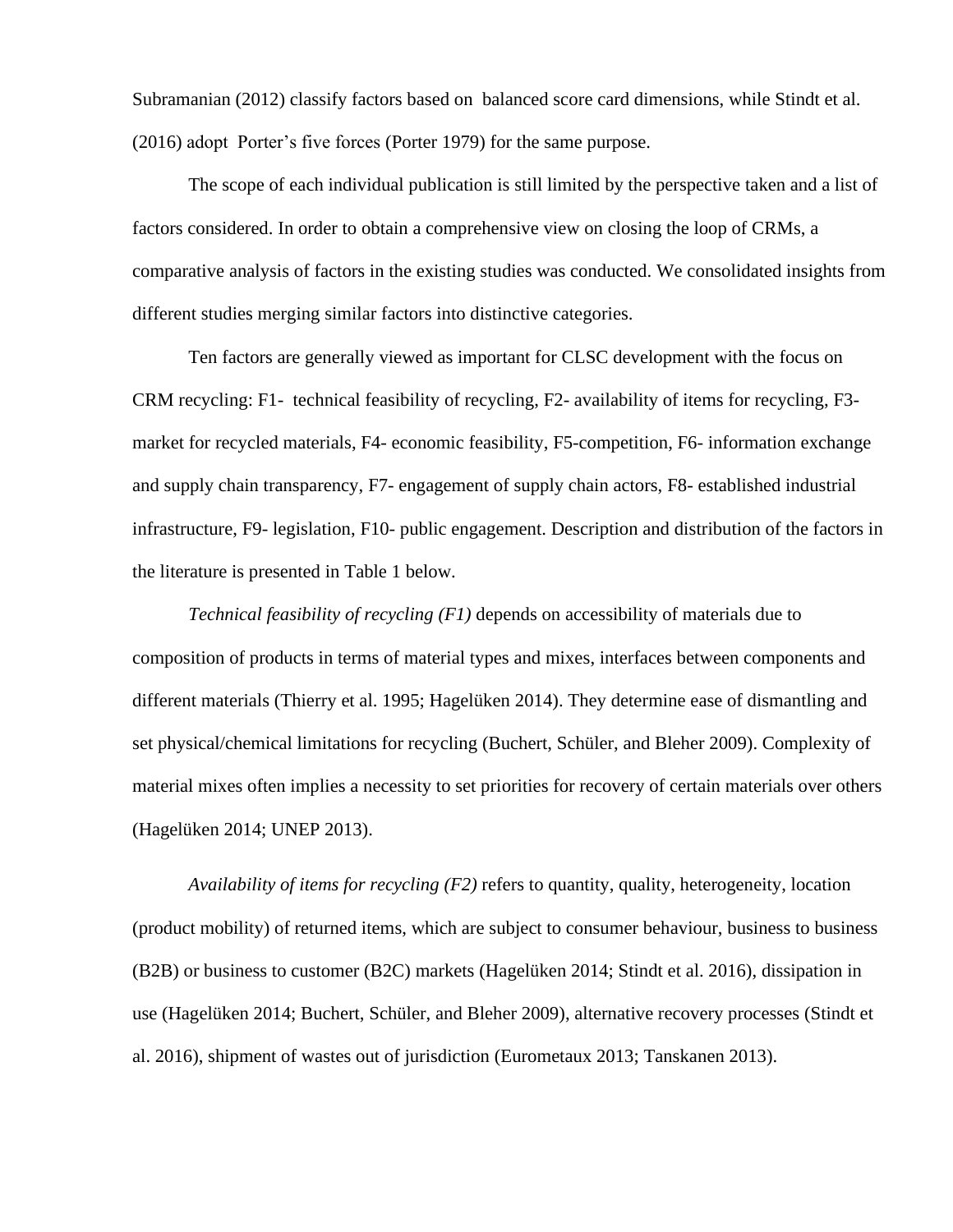Subramanian (2012) classify factors based on balanced score card dimensions, while Stindt et al. (2016) adopt Porter's five forces (Porter 1979) for the same purpose.

The scope of each individual publication is still limited by the perspective taken and a list of factors considered. In order to obtain a comprehensive view on closing the loop of CRMs, a comparative analysis of factors in the existing studies was conducted. We consolidated insights from different studies merging similar factors into distinctive categories.

Ten factors are generally viewed as important for CLSC development with the focus on CRM recycling: F1- technical feasibility of recycling, F2- availability of items for recycling, F3- market for recycled materials, F4- economic feasibility, F5-competition, F6- information exchange and supply chain transparency, F7- engagement of supply chain actors, F8- established industrial infrastructure, F9- legislation, F10- public engagement. Description and distribution of the factors in the literature is presented in Table 1 below.

*Technical feasibility of recycling (F1)* depends on accessibility of materials due to composition of products in terms of material types and mixes, interfaces between components and different materials (Thierry et al. 1995; Hagelüken 2014). They determine ease of dismantling and set physical/chemical limitations for recycling (Buchert, Schüler, and Bleher 2009). Complexity of material mixes often implies a necessity to set priorities for recovery of certain materials over others (Hagelüken 2014; UNEP 2013).

*Availability of items for recycling (F2)* refers to quantity, quality, heterogeneity, location (product mobility) of returned items, which are subject to consumer behaviour, business to business (B2B) or business to customer (B2C) markets (Hagelüken 2014; Stindt et al. 2016), dissipation in use (Hagelüken 2014; Buchert, Schüler, and Bleher 2009), alternative recovery processes (Stindt et al. 2016), shipment of wastes out of jurisdiction (Eurometaux 2013; Tanskanen 2013).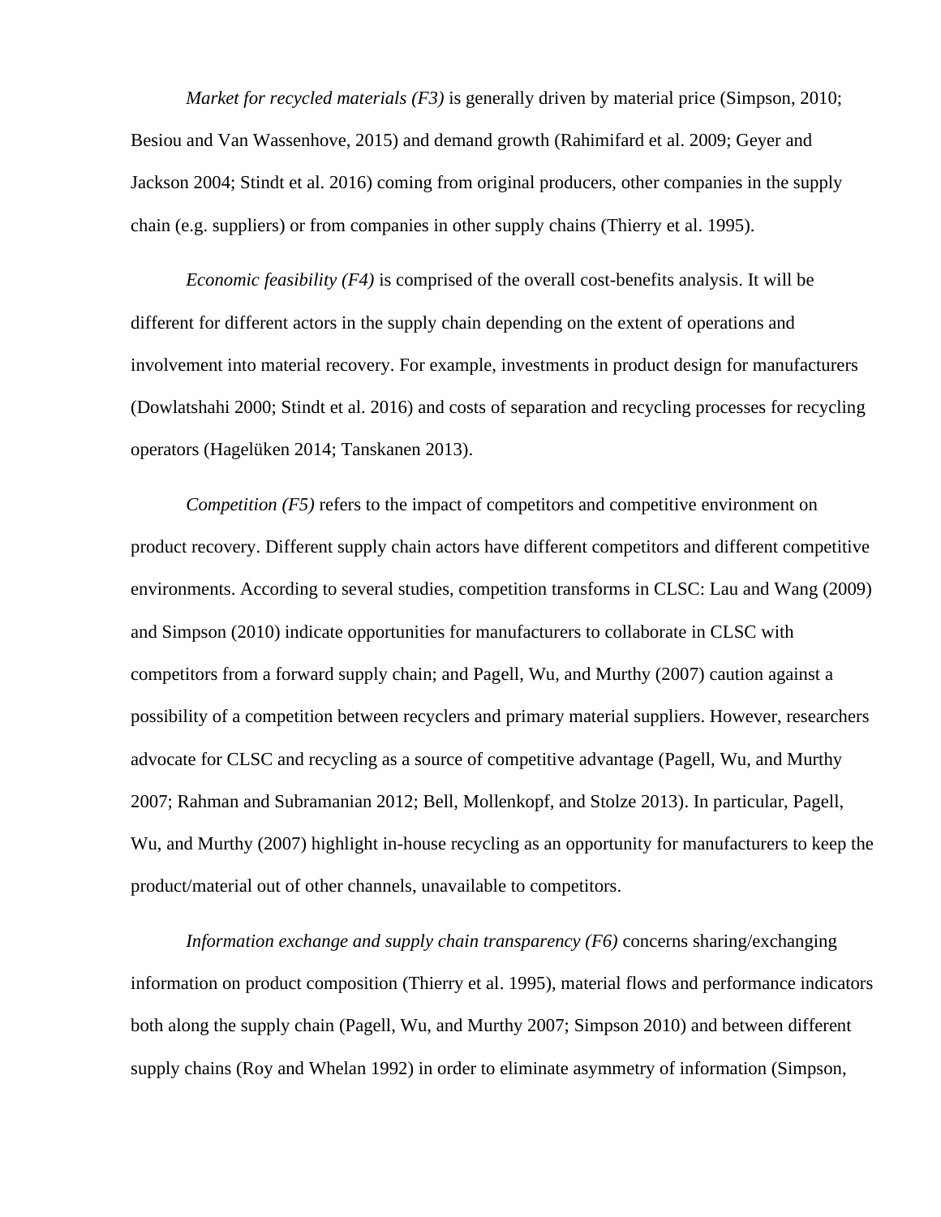*Market for recycled materials (F3)* is generally driven by material price (Simpson, 2010; Besiou and Van Wassenhove, 2015) and demand growth (Rahimifard et al. 2009; Geyer and Jackson 2004; Stindt et al. 2016) coming from original producers, other companies in the supply chain (e.g. suppliers) or from companies in other supply chains (Thierry et al. 1995).

*Economic feasibility (F4)* is comprised of the overall cost-benefits analysis. It will be different for different actors in the supply chain depending on the extent of operations and involvement into material recovery. For example, investments in product design for manufacturers (Dowlatshahi 2000; Stindt et al. 2016) and costs of separation and recycling processes for recycling operators (Hagelüken 2014; Tanskanen 2013).

*Competition (F5)* refers to the impact of competitors and competitive environment on product recovery. Different supply chain actors have different competitors and different competitive environments. According to several studies, competition transforms in CLSC: Lau and Wang (2009) and Simpson (2010) indicate opportunities for manufacturers to collaborate in CLSC with competitors from a forward supply chain; and Pagell, Wu, and Murthy (2007) caution against a possibility of a competition between recyclers and primary material suppliers. However, researchers advocate for CLSC and recycling as a source of competitive advantage (Pagell, Wu, and Murthy 2007; Rahman and Subramanian 2012; Bell, Mollenkopf, and Stolze 2013). In particular, Pagell, Wu, and Murthy (2007) highlight in-house recycling as an opportunity for manufacturers to keep the product/material out of other channels, unavailable to competitors.

*Information exchange and supply chain transparency (F6)* concerns sharing/exchanging information on product composition (Thierry et al. 1995), material flows and performance indicators both along the supply chain (Pagell, Wu, and Murthy 2007; Simpson 2010) and between different supply chains (Roy and Whelan 1992) in order to eliminate asymmetry of information (Simpson,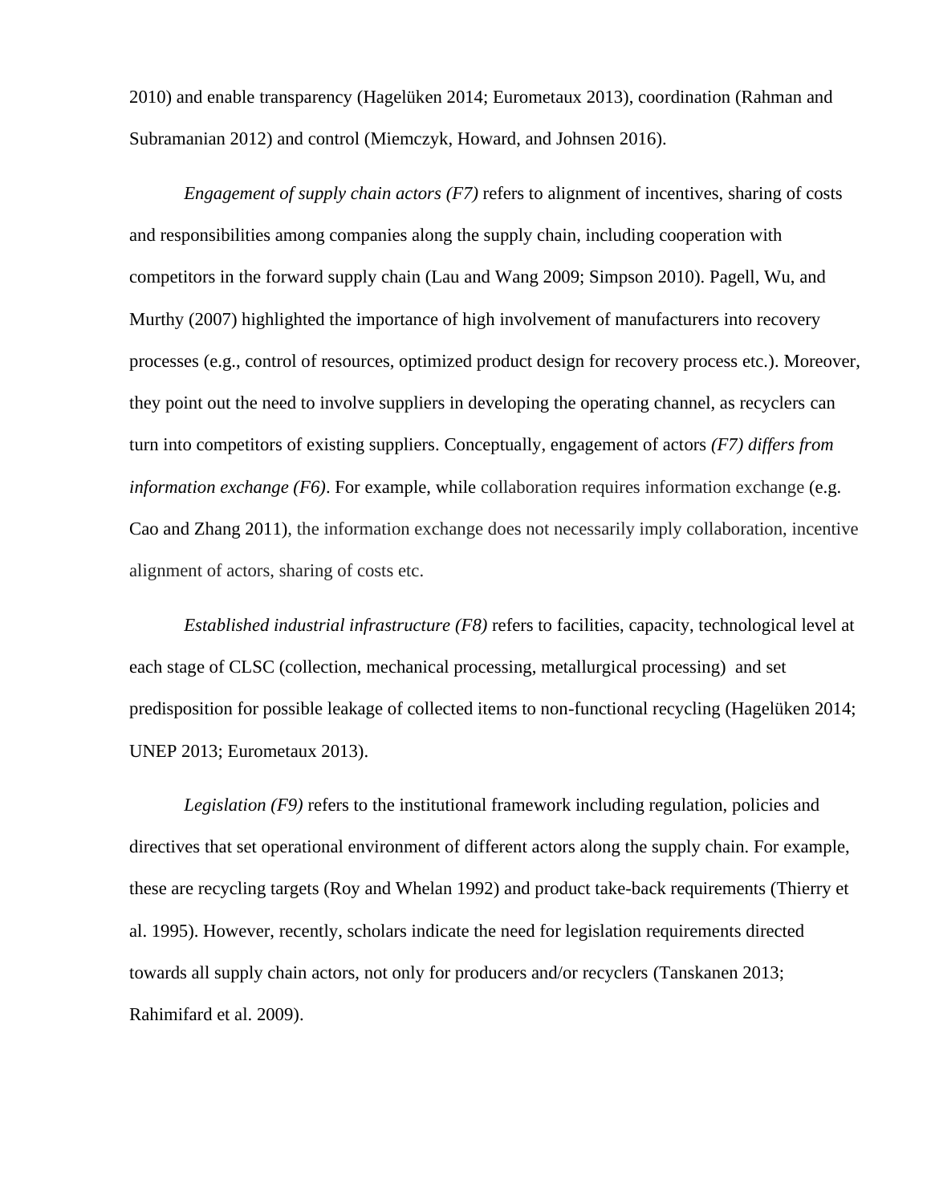2010) and enable transparency (Hagelüken 2014; Eurometaux 2013), coordination (Rahman and Subramanian 2012) and control (Miemczyk, Howard, and Johnsen 2016).

*Engagement of supply chain actors (F7)* refers to alignment of incentives, sharing of costs and responsibilities among companies along the supply chain, including cooperation with competitors in the forward supply chain (Lau and Wang 2009; Simpson 2010). Pagell, Wu, and Murthy (2007) highlighted the importance of high involvement of manufacturers into recovery processes (e.g., control of resources, optimized product design for recovery process etc.). Moreover, they point out the need to involve suppliers in developing the operating channel, as recyclers can turn into competitors of existing suppliers. Conceptually, engagement of actors *(F7) differs from information exchange (F6)*. For example, while collaboration requires information exchange (e.g. Cao and Zhang 2011), the information exchange does not necessarily imply collaboration, incentive alignment of actors, sharing of costs etc.

*Established industrial infrastructure (F8)* refers to facilities, capacity, technological level at each stage of CLSC (collection, mechanical processing, metallurgical processing) and set predisposition for possible leakage of collected items to non-functional recycling (Hagelüken 2014; UNEP 2013; Eurometaux 2013).

*Legislation (F9)* refers to the institutional framework including regulation, policies and directives that set operational environment of different actors along the supply chain. For example, these are recycling targets (Roy and Whelan 1992) and product take-back requirements (Thierry et al. 1995). However, recently, scholars indicate the need for legislation requirements directed towards all supply chain actors, not only for producers and/or recyclers (Tanskanen 2013; Rahimifard et al. 2009).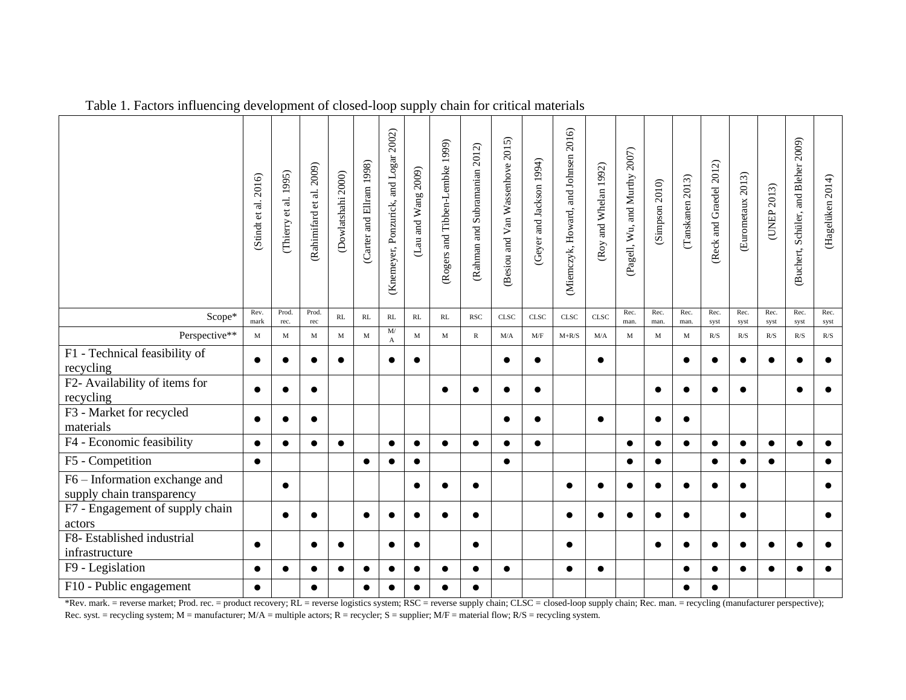Table 1. Factors influencing development of closed-loop supply chain for critical materials

| | (Stindt et al. 2016) | (Thierry et al. 1995) | (Rahimifard et al. 2009) | (Dowlatshahi 2000) | (Carter and Ellram 1998) | (Knemeyer, Ponzurick, and Logar 2002) | (Lau and Wang 2009) | (Rogers and Tibben-Lembke 1999) | (Rahman and Subramanian 2012) | (Besiou and Van Wassenhove 2015) | (Geyer and Jackson 1994) | (Miemczyk, Howard, and Johnsen 2016) | (Roy and Whelan 1992) | (Pagell, Wu, and Murthy 2007) | (Simpson 2010) | (Tanskanen 2013) | (Reck and Graedel 2012) | (Eurometaux 2013) | (UNEP 2013) | (Buchert, Schüler, and Bleher 2009) | (Hagelüken 2014) |
|---|---|---|---|---|---|---|---|---|---|---|---|---|---|---|---|---|---|---|---|---|---|
| Scope* | Rev. mark | Prod. rec. | Prod. rec | RL | RL | RL | RL | RL | RSC | CLSC | CLSC | CLSC | CLSC | Rec. man. | Rec. man. | Rec. man. | Rec. syst | Rec. syst | Rec. syst | Rec. syst | Rec. syst |
| Perspective** | M | M | M | M | M | M/A | M | M | R | M/A | M/F | M+R/S | M/A | M | M | M | R/S | R/S | R/S | R/S | R/S |
| F1 - Technical feasibility of recycling | ● | ● | ● | ● | | ● | ● | | | ● | ● | | ● | | | ● | ● | ● | ● | ● | ● |
| F2- Availability of items for recycling | ● | ● | ● | | | | | ● | ● | ● | ● | | | | ● | ● | ● | ● | | ● | ● |
| F3 - Market for recycled materials | ● | ● | ● | | | | | | | ● | ● | | ● | | ● | ● | | | | | |
| F4 - Economic feasibility | ● | ● | ● | ● | | ● | ● | ● | ● | ● | ● | | | ● | ● | ● | ● | ● | ● | ● | ● |
| F5 - Competition | ● | | | | ● | ● | ● | | | ● | | | | ● | ● | | ● | ● | ● | | ● |
| F6 – Information exchange and supply chain transparency | | ● | | | | | ● | ● | ● | | | ● | ● | ● | ● | ● | ● | ● | | | ● |
| F7 - Engagement of supply chain actors | | ● | ● | | ● | ● | ● | ● | ● | | | ● | ● | ● | ● | ● | | ● | | | ● |
| F8- Established industrial infrastructure | ● | | ● | ● | | ● | ● | | ● | | | ● | | | ● | ● | ● | ● | ● | ● | ● |
| F9 - Legislation | ● | ● | ● | ● | ● | ● | ● | ● | ● | ● | | ● | ● | | | ● | ● | ● | ● | ● | ● |
| F10 - Public engagement | ● | | ● | | ● | ● | ● | ● | ● | | | | | | | ● | ● | | | | |

*Rev. mark. = reverse market; Prod. rec. = product recovery; RL = reverse logistics system; RSC = reverse supply chain; CLSC = closed-loop supply chain; Rec. man. = recycling (manufacturer perspective); Rec. syst. = recycling system; M = manufacturer; M/A = multiple actors; R = recycler; S = supplier; M/F = material flow; R/S = recycling system.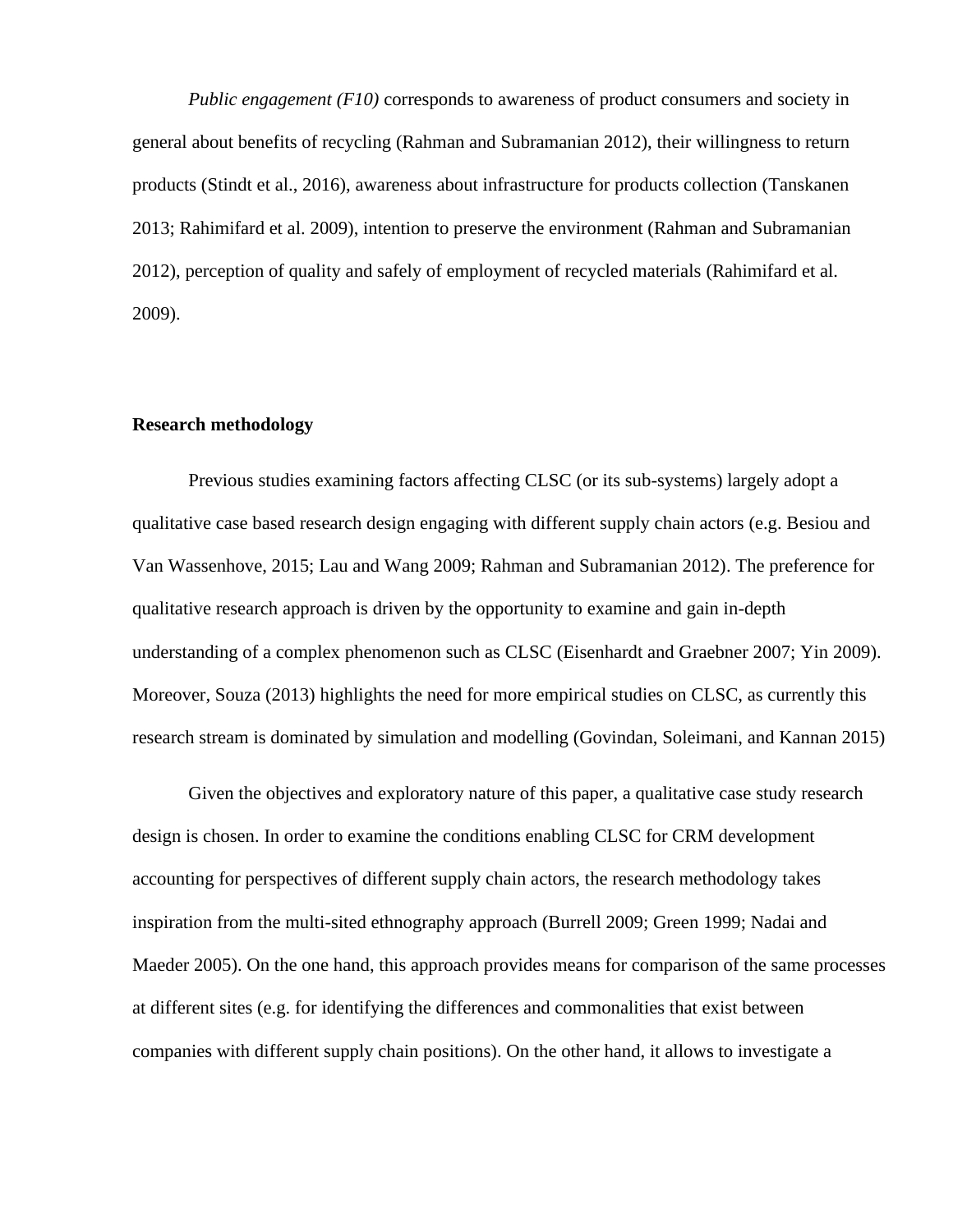*Public engagement (F10)* corresponds to awareness of product consumers and society in general about benefits of recycling (Rahman and Subramanian 2012), their willingness to return products (Stindt et al., 2016), awareness about infrastructure for products collection (Tanskanen 2013; Rahimifard et al. 2009), intention to preserve the environment (Rahman and Subramanian 2012), perception of quality and safely of employment of recycled materials (Rahimifard et al. 2009).

## Research methodology

Previous studies examining factors affecting CLSC (or its sub-systems) largely adopt a qualitative case based research design engaging with different supply chain actors (e.g. Besiou and Van Wassenhove, 2015; Lau and Wang 2009; Rahman and Subramanian 2012). The preference for qualitative research approach is driven by the opportunity to examine and gain in-depth understanding of a complex phenomenon such as CLSC (Eisenhardt and Graebner 2007; Yin 2009). Moreover, Souza (2013) highlights the need for more empirical studies on CLSC, as currently this research stream is dominated by simulation and modelling (Govindan, Soleimani, and Kannan 2015)

Given the objectives and exploratory nature of this paper, a qualitative case study research design is chosen. In order to examine the conditions enabling CLSC for CRM development accounting for perspectives of different supply chain actors, the research methodology takes inspiration from the multi-sited ethnography approach (Burrell 2009; Green 1999; Nadai and Maeder 2005). On the one hand, this approach provides means for comparison of the same processes at different sites (e.g. for identifying the differences and commonalities that exist between companies with different supply chain positions). On the other hand, it allows to investigate a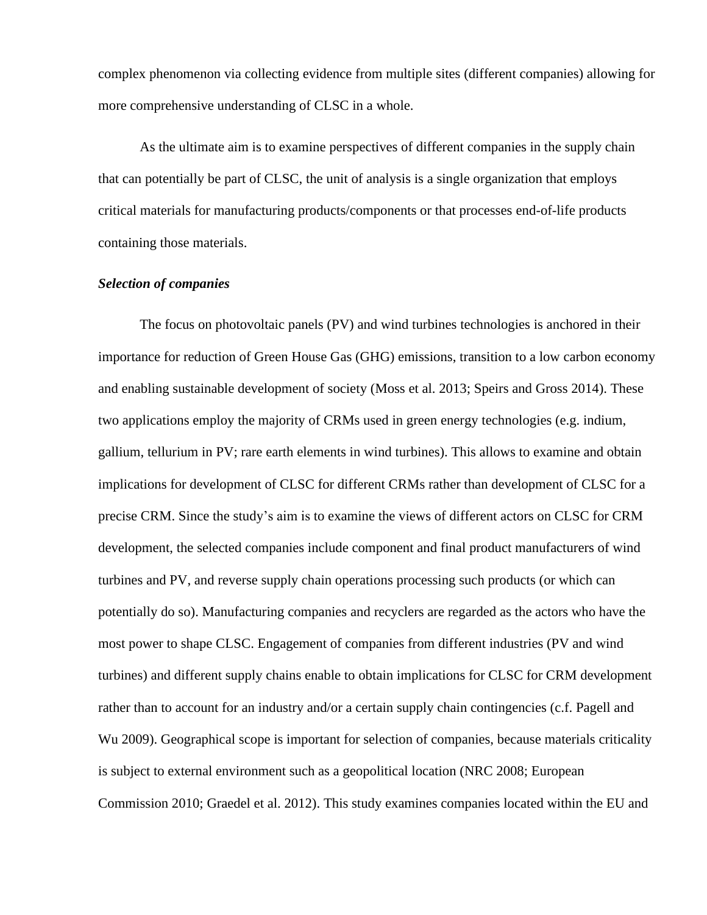complex phenomenon via collecting evidence from multiple sites (different companies) allowing for more comprehensive understanding of CLSC in a whole.

As the ultimate aim is to examine perspectives of different companies in the supply chain that can potentially be part of CLSC, the unit of analysis is a single organization that employs critical materials for manufacturing products/components or that processes end-of-life products containing those materials.

***Selection of companies***

The focus on photovoltaic panels (PV) and wind turbines technologies is anchored in their importance for reduction of Green House Gas (GHG) emissions, transition to a low carbon economy and enabling sustainable development of society (Moss et al. 2013; Speirs and Gross 2014). These two applications employ the majority of CRMs used in green energy technologies (e.g. indium, gallium, tellurium in PV; rare earth elements in wind turbines). This allows to examine and obtain implications for development of CLSC for different CRMs rather than development of CLSC for a precise CRM. Since the study's aim is to examine the views of different actors on CLSC for CRM development, the selected companies include component and final product manufacturers of wind turbines and PV, and reverse supply chain operations processing such products (or which can potentially do so). Manufacturing companies and recyclers are regarded as the actors who have the most power to shape CLSC. Engagement of companies from different industries (PV and wind turbines) and different supply chains enable to obtain implications for CLSC for CRM development rather than to account for an industry and/or a certain supply chain contingencies (c.f. Pagell and Wu 2009). Geographical scope is important for selection of companies, because materials criticality is subject to external environment such as a geopolitical location (NRC 2008; European Commission 2010; Graedel et al. 2012). This study examines companies located within the EU and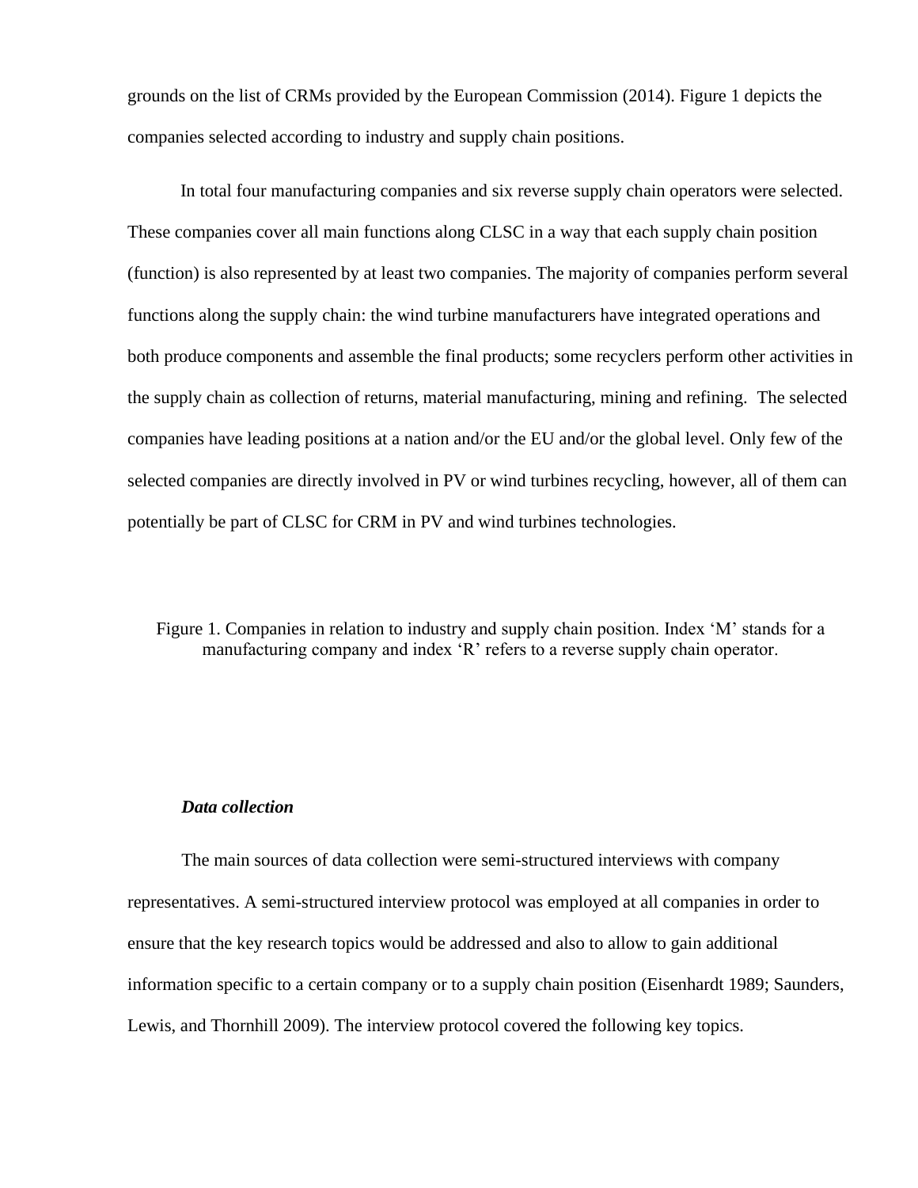grounds on the list of CRMs provided by the European Commission (2014). Figure 1 depicts the companies selected according to industry and supply chain positions.

In total four manufacturing companies and six reverse supply chain operators were selected. These companies cover all main functions along CLSC in a way that each supply chain position (function) is also represented by at least two companies. The majority of companies perform several functions along the supply chain: the wind turbine manufacturers have integrated operations and both produce components and assemble the final products; some recyclers perform other activities in the supply chain as collection of returns, material manufacturing, mining and refining. The selected companies have leading positions at a nation and/or the EU and/or the global level. Only few of the selected companies are directly involved in PV or wind turbines recycling, however, all of them can potentially be part of CLSC for CRM in PV and wind turbines technologies.

Figure 1. Companies in relation to industry and supply chain position. Index 'M' stands for a manufacturing company and index 'R' refers to a reverse supply chain operator.

### *Data collection*

The main sources of data collection were semi-structured interviews with company representatives. A semi-structured interview protocol was employed at all companies in order to ensure that the key research topics would be addressed and also to allow to gain additional information specific to a certain company or to a supply chain position (Eisenhardt 1989; Saunders, Lewis, and Thornhill 2009). The interview protocol covered the following key topics.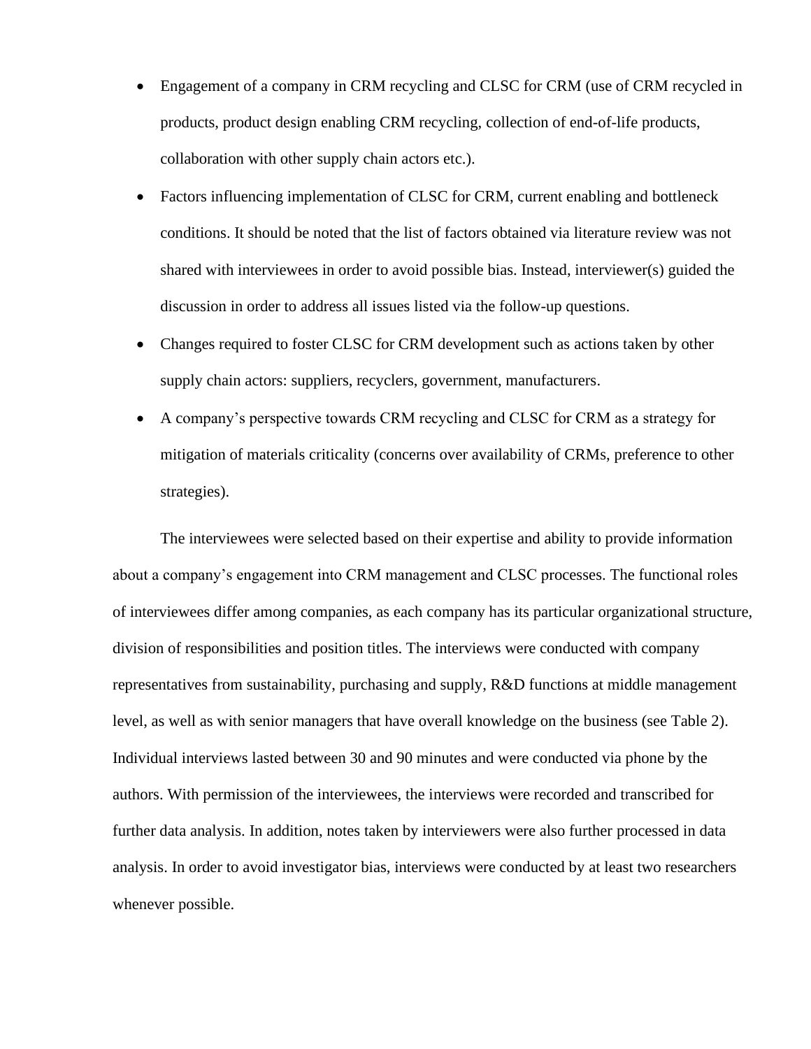- Engagement of a company in CRM recycling and CLSC for CRM (use of CRM recycled in products, product design enabling CRM recycling, collection of end-of-life products, collaboration with other supply chain actors etc.).
- Factors influencing implementation of CLSC for CRM, current enabling and bottleneck conditions. It should be noted that the list of factors obtained via literature review was not shared with interviewees in order to avoid possible bias. Instead, interviewer(s) guided the discussion in order to address all issues listed via the follow-up questions.
- Changes required to foster CLSC for CRM development such as actions taken by other supply chain actors: suppliers, recyclers, government, manufacturers.
- A company's perspective towards CRM recycling and CLSC for CRM as a strategy for mitigation of materials criticality (concerns over availability of CRMs, preference to other strategies).

The interviewees were selected based on their expertise and ability to provide information about a company's engagement into CRM management and CLSC processes. The functional roles of interviewees differ among companies, as each company has its particular organizational structure, division of responsibilities and position titles. The interviews were conducted with company representatives from sustainability, purchasing and supply, R&D functions at middle management level, as well as with senior managers that have overall knowledge on the business (see Table 2). Individual interviews lasted between 30 and 90 minutes and were conducted via phone by the authors. With permission of the interviewees, the interviews were recorded and transcribed for further data analysis. In addition, notes taken by interviewers were also further processed in data analysis. In order to avoid investigator bias, interviews were conducted by at least two researchers whenever possible.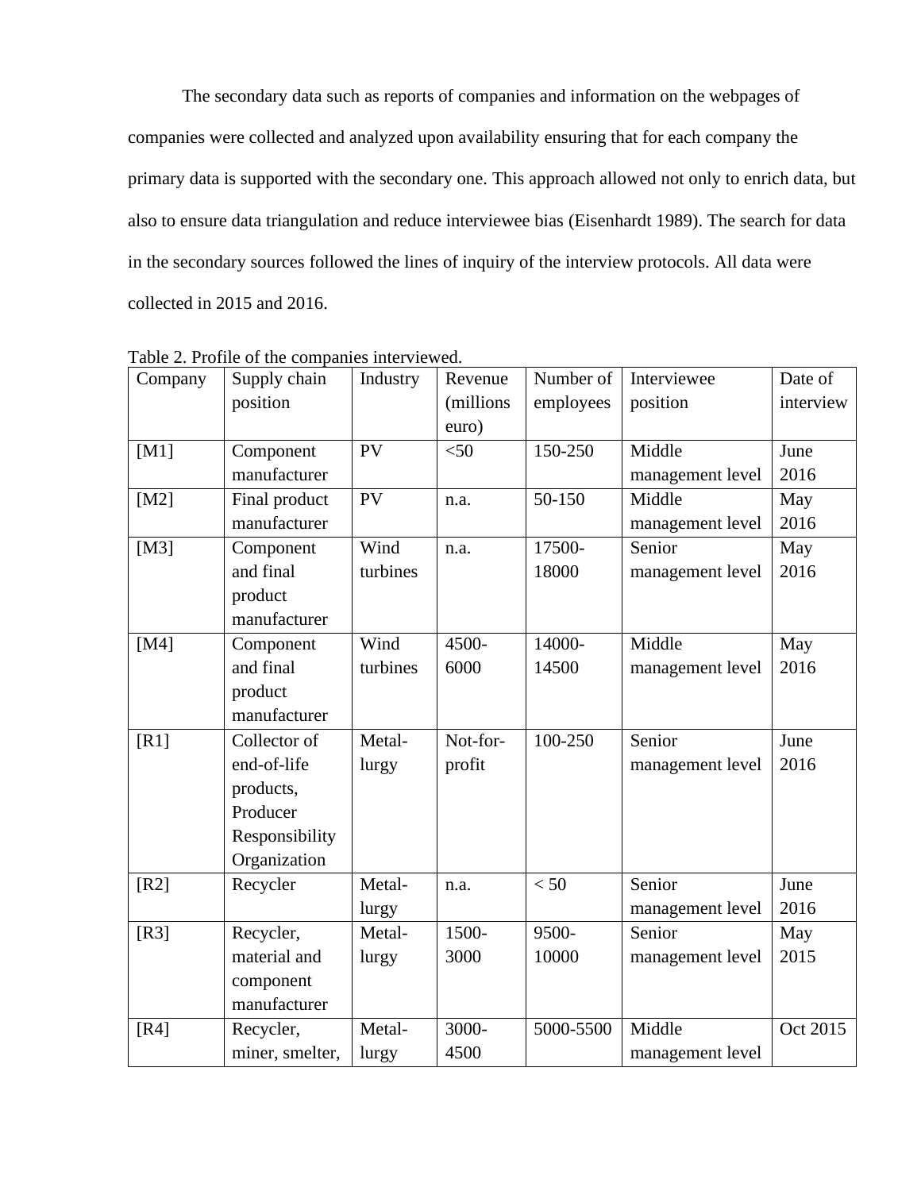The secondary data such as reports of companies and information on the webpages of companies were collected and analyzed upon availability ensuring that for each company the primary data is supported with the secondary one. This approach allowed not only to enrich data, but also to ensure data triangulation and reduce interviewee bias (Eisenhardt 1989). The search for data in the secondary sources followed the lines of inquiry of the interview protocols. All data were collected in 2015 and 2016.

Table 2. Profile of the companies interviewed.

| Company | Supply chain position | Industry | Revenue (millions euro) | Number of employees | Interviewee position | Date of interview |
|---|---|---|---|---|---|---|
| [M1] | Component manufacturer | PV | <50 | 150-250 | Middle management level | June 2016 |
| [M2] | Final product manufacturer | PV | n.a. | 50-150 | Middle management level | May 2016 |
| [M3] | Component and final product manufacturer | Wind turbines | n.a. | 17500-18000 | Senior management level | May 2016 |
| [M4] | Component and final product manufacturer | Wind turbines | 4500-6000 | 14000-14500 | Middle management level | May 2016 |
| [R1] | Collector of end-of-life products, Producer Responsibility Organization | Metal-lurgy | Not-for-profit | 100-250 | Senior management level | June 2016 |
| [R2] | Recycler | Metal-lurgy | n.a. | < 50 | Senior management level | June 2016 |
| [R3] | Recycler, material and component manufacturer | Metal-lurgy | 1500-3000 | 9500-10000 | Senior management level | May 2015 |
| [R4] | Recycler, miner, smelter, | Metal-lurgy | 3000-4500 | 5000-5500 | Middle management level | Oct 2015 |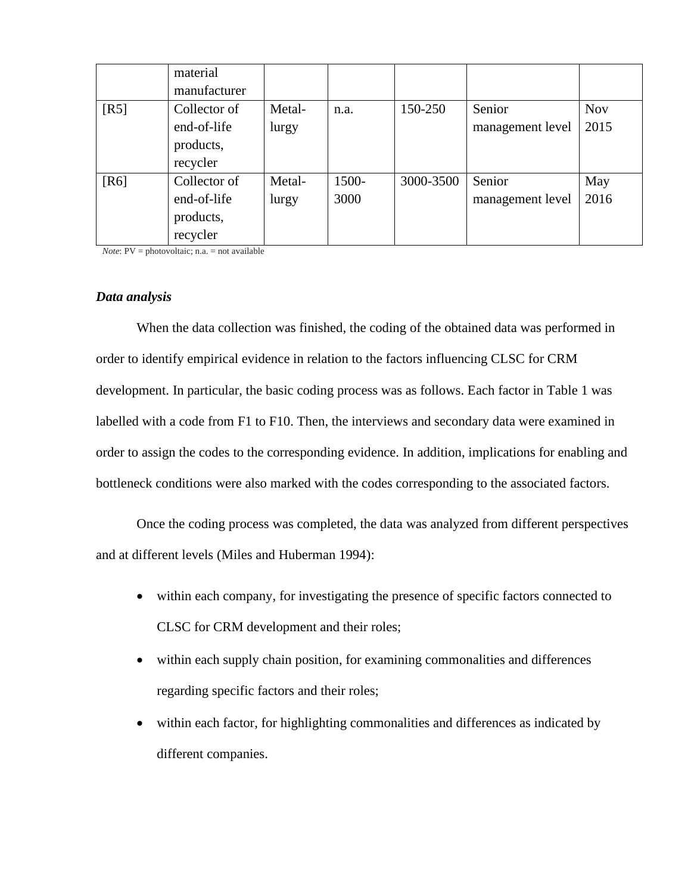| | material manufacturer | | | | | |
|---|---|---|---|---|---|---|
| [R5] | Collector of end-of-life products, recycler | Metal-lurgy | n.a. | 150-250 | Senior management level | Nov 2015 |
| [R6] | Collector of end-of-life products, recycler | Metal-lurgy | 1500-3000 | 3000-3500 | Senior management level | May 2016 |

*Note*: PV = photovoltaic; n.a. = not available

### *Data analysis*

When the data collection was finished, the coding of the obtained data was performed in order to identify empirical evidence in relation to the factors influencing CLSC for CRM development. In particular, the basic coding process was as follows. Each factor in Table 1 was labelled with a code from F1 to F10. Then, the interviews and secondary data were examined in order to assign the codes to the corresponding evidence. In addition, implications for enabling and bottleneck conditions were also marked with the codes corresponding to the associated factors.

Once the coding process was completed, the data was analyzed from different perspectives and at different levels (Miles and Huberman 1994):

- within each company, for investigating the presence of specific factors connected to CLSC for CRM development and their roles;
- within each supply chain position, for examining commonalities and differences regarding specific factors and their roles;
- within each factor, for highlighting commonalities and differences as indicated by different companies.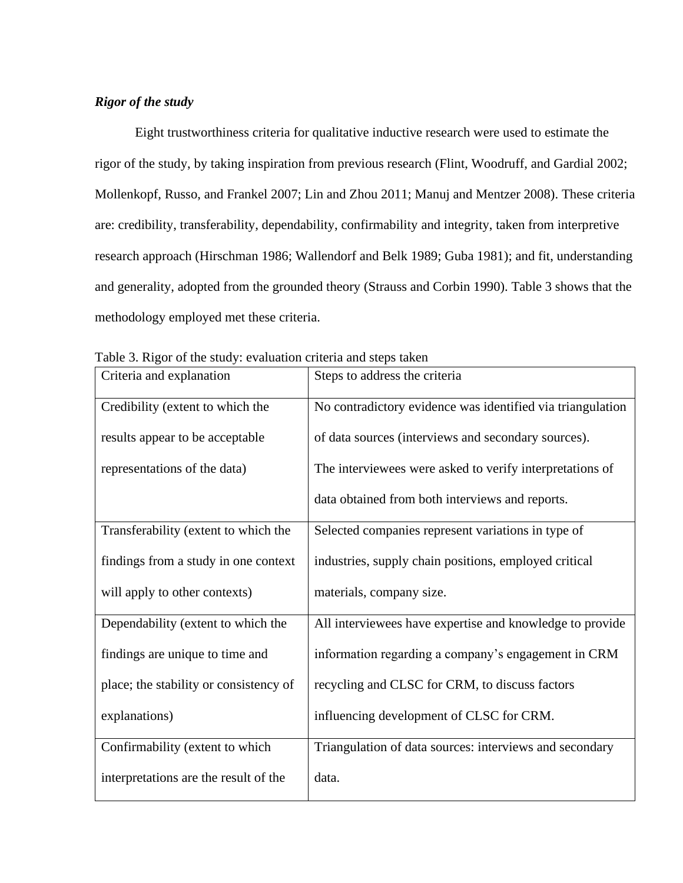***Rigor of the study***

Eight trustworthiness criteria for qualitative inductive research were used to estimate the rigor of the study, by taking inspiration from previous research (Flint, Woodruff, and Gardial 2002; Mollenkopf, Russo, and Frankel 2007; Lin and Zhou 2011; Manuj and Mentzer 2008). These criteria are: credibility, transferability, dependability, confirmability and integrity, taken from interpretive research approach (Hirschman 1986; Wallendorf and Belk 1989; Guba 1981); and fit, understanding and generality, adopted from the grounded theory (Strauss and Corbin 1990). Table 3 shows that the methodology employed met these criteria.

Table 3. Rigor of the study: evaluation criteria and steps taken

| Criteria and explanation | Steps to address the criteria |
|---|---|
| Credibility (extent to which the results appear to be acceptable representations of the data) | No contradictory evidence was identified via triangulation of data sources (interviews and secondary sources). The interviewees were asked to verify interpretations of data obtained from both interviews and reports. |
| Transferability (extent to which the findings from a study in one context will apply to other contexts) | Selected companies represent variations in type of industries, supply chain positions, employed critical materials, company size. |
| Dependability (extent to which the findings are unique to time and place; the stability or consistency of explanations) | All interviewees have expertise and knowledge to provide information regarding a company's engagement in CRM recycling and CLSC for CRM, to discuss factors influencing development of CLSC for CRM. |
| Confirmability (extent to which interpretations are the result of the | Triangulation of data sources: interviews and secondary data. |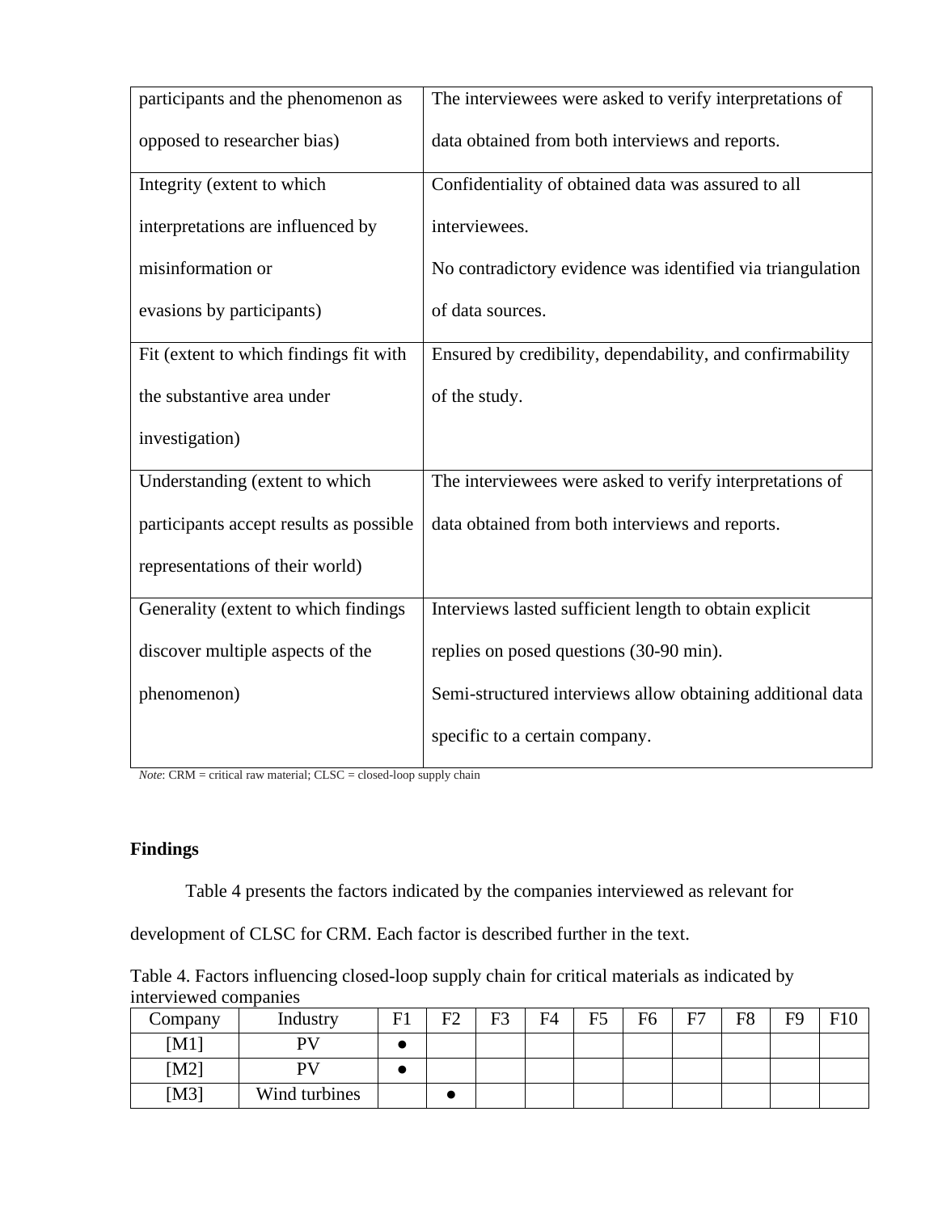| | |
|---|---|
| participants and the phenomenon as opposed to researcher bias) | The interviewees were asked to verify interpretations of data obtained from both interviews and reports. |
| Integrity (extent to which interpretations are influenced by misinformation or evasions by participants) | Confidentiality of obtained data was assured to all interviewees.<br>No contradictory evidence was identified via triangulation of data sources. |
| Fit (extent to which findings fit with the substantive area under investigation) | Ensured by credibility, dependability, and confirmability of the study. |
| Understanding (extent to which participants accept results as possible representations of their world) | The interviewees were asked to verify interpretations of data obtained from both interviews and reports. |
| Generality (extent to which findings discover multiple aspects of the phenomenon) | Interviews lasted sufficient length to obtain explicit replies on posed questions (30-90 min).<br>Semi-structured interviews allow obtaining additional data specific to a certain company. |

*Note*: CRM = critical raw material; CLSC = closed-loop supply chain

## Findings

Table 4 presents the factors indicated by the companies interviewed as relevant for development of CLSC for CRM. Each factor is described further in the text.

Table 4. Factors influencing closed-loop supply chain for critical materials as indicated by interviewed companies

| Company | Industry | F1 | F2 | F3 | F4 | F5 | F6 | F7 | F8 | F9 | F10 |
|---|---|---|---|---|---|---|---|---|---|---|---|
| [M1] | PV | ● | | | | | | | | | |
| [M2] | PV | ● | | | | | | | | | |
| [M3] | Wind turbines | | ● | | | | | | | | |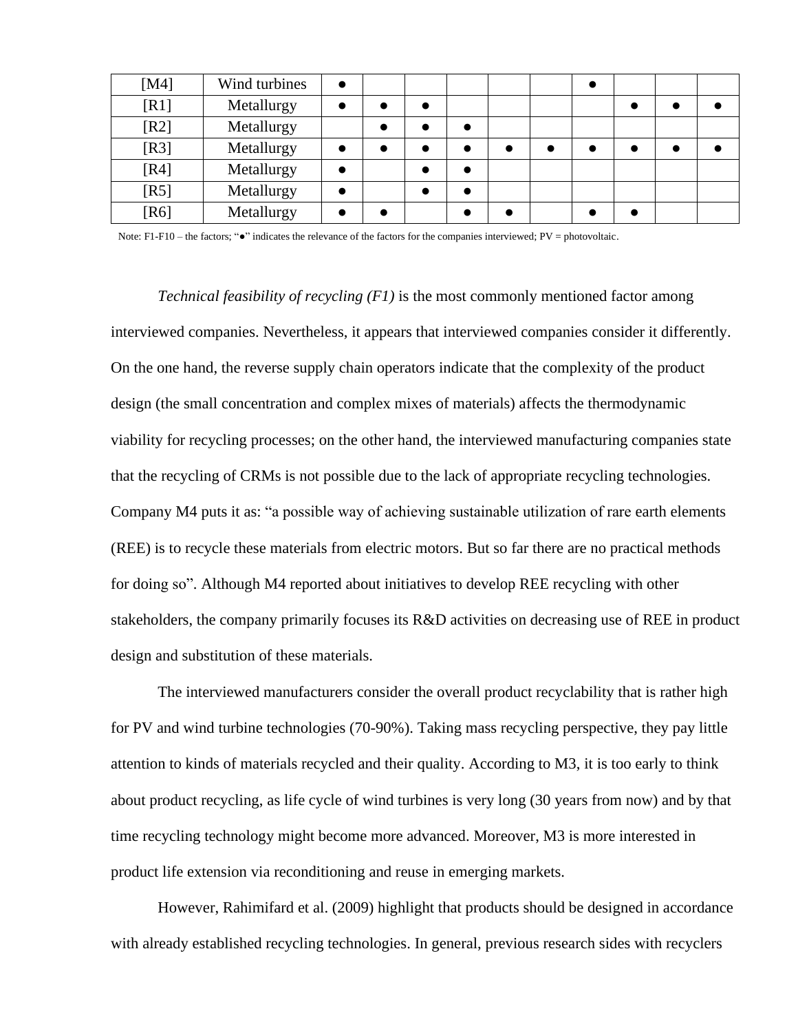| [M4] | Wind turbines | ● | | | | | | ● | | | |
|---|---|---|---|---|---|---|---|---|---|---|---|
| [R1] | Metallurgy | ● | ● | ● | | | | | ● | ● | ● |
| [R2] | Metallurgy | | ● | ● | ● | | | | | | |
| [R3] | Metallurgy | ● | ● | ● | ● | ● | ● | ● | ● | ● | ● |
| [R4] | Metallurgy | ● | | ● | ● | | | | | | |
| [R5] | Metallurgy | ● | | ● | ● | | | | | | |
| [R6] | Metallurgy | ● | ● | | ● | ● | | ● | ● | | |

Note: F1-F10 – the factors; "●" indicates the relevance of the factors for the companies interviewed; PV = photovoltaic.

*Technical feasibility of recycling (F1)* is the most commonly mentioned factor among interviewed companies. Nevertheless, it appears that interviewed companies consider it differently. On the one hand, the reverse supply chain operators indicate that the complexity of the product design (the small concentration and complex mixes of materials) affects the thermodynamic viability for recycling processes; on the other hand, the interviewed manufacturing companies state that the recycling of CRMs is not possible due to the lack of appropriate recycling technologies. Company M4 puts it as: "a possible way of achieving sustainable utilization of rare earth elements (REE) is to recycle these materials from electric motors. But so far there are no practical methods for doing so". Although M4 reported about initiatives to develop REE recycling with other stakeholders, the company primarily focuses its R&D activities on decreasing use of REE in product design and substitution of these materials.

The interviewed manufacturers consider the overall product recyclability that is rather high for PV and wind turbine technologies (70-90%). Taking mass recycling perspective, they pay little attention to kinds of materials recycled and their quality. According to M3, it is too early to think about product recycling, as life cycle of wind turbines is very long (30 years from now) and by that time recycling technology might become more advanced. Moreover, M3 is more interested in product life extension via reconditioning and reuse in emerging markets.

However, Rahimifard et al. (2009) highlight that products should be designed in accordance with already established recycling technologies. In general, previous research sides with recyclers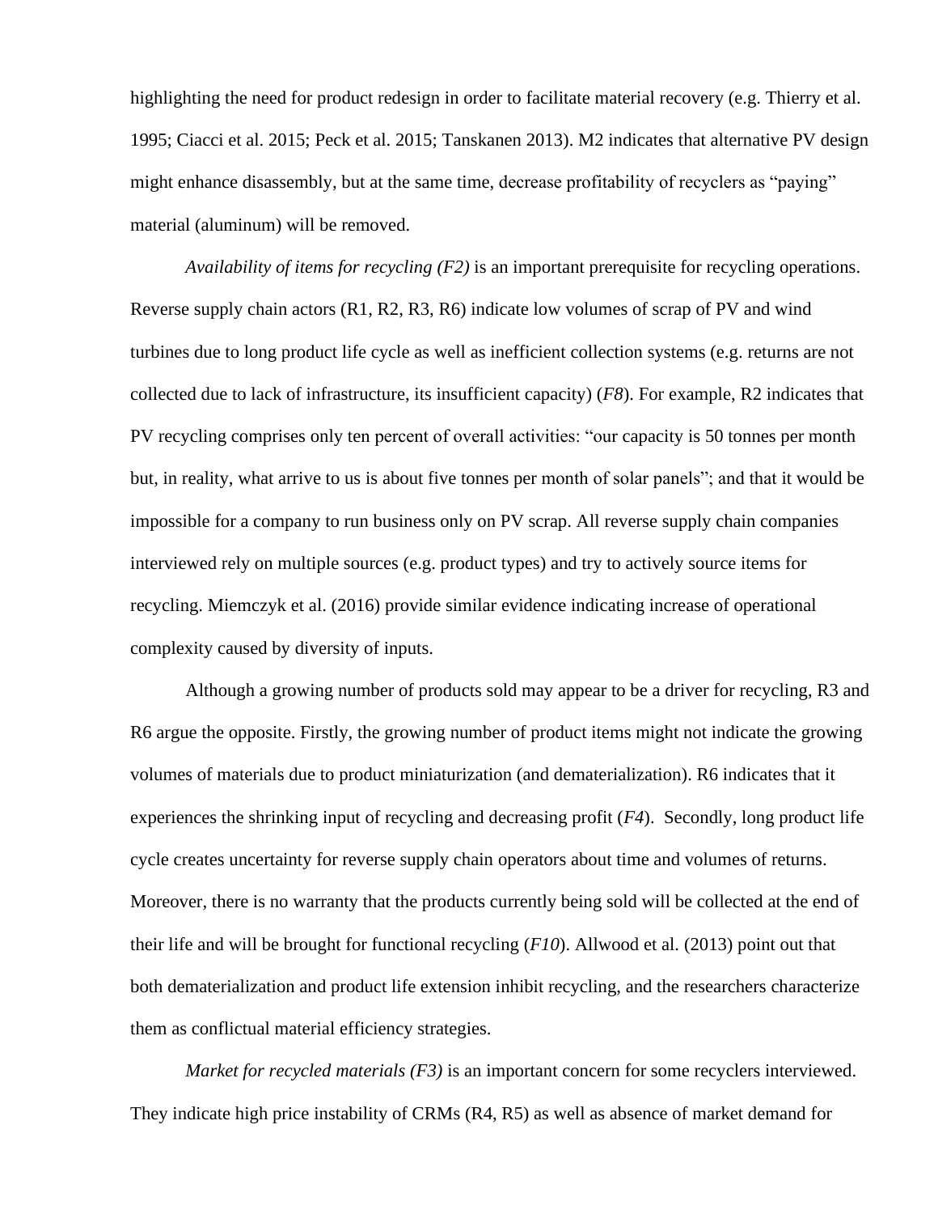highlighting the need for product redesign in order to facilitate material recovery (e.g. Thierry et al. 1995; Ciacci et al. 2015; Peck et al. 2015; Tanskanen 2013). M2 indicates that alternative PV design might enhance disassembly, but at the same time, decrease profitability of recyclers as "paying" material (aluminum) will be removed.

*Availability of items for recycling (F2)* is an important prerequisite for recycling operations. Reverse supply chain actors (R1, R2, R3, R6) indicate low volumes of scrap of PV and wind turbines due to long product life cycle as well as inefficient collection systems (e.g. returns are not collected due to lack of infrastructure, its insufficient capacity) (*F8*). For example, R2 indicates that PV recycling comprises only ten percent of overall activities: "our capacity is 50 tonnes per month but, in reality, what arrive to us is about five tonnes per month of solar panels"; and that it would be impossible for a company to run business only on PV scrap. All reverse supply chain companies interviewed rely on multiple sources (e.g. product types) and try to actively source items for recycling. Miemczyk et al. (2016) provide similar evidence indicating increase of operational complexity caused by diversity of inputs.

Although a growing number of products sold may appear to be a driver for recycling, R3 and R6 argue the opposite. Firstly, the growing number of product items might not indicate the growing volumes of materials due to product miniaturization (and dematerialization). R6 indicates that it experiences the shrinking input of recycling and decreasing profit (*F4*). Secondly, long product life cycle creates uncertainty for reverse supply chain operators about time and volumes of returns. Moreover, there is no warranty that the products currently being sold will be collected at the end of their life and will be brought for functional recycling (*F10*). Allwood et al. (2013) point out that both dematerialization and product life extension inhibit recycling, and the researchers characterize them as conflictual material efficiency strategies.

*Market for recycled materials (F3)* is an important concern for some recyclers interviewed. They indicate high price instability of CRMs (R4, R5) as well as absence of market demand for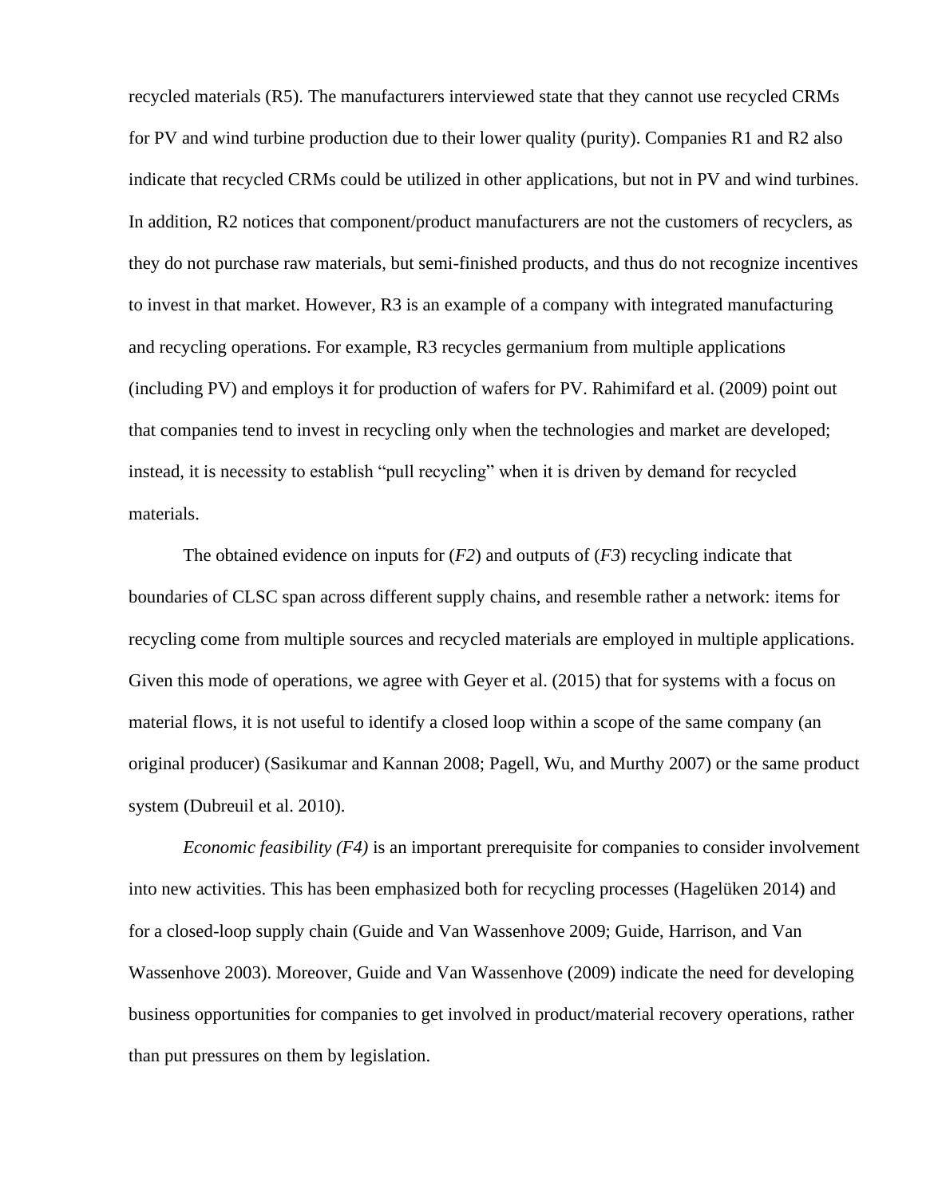recycled materials (R5). The manufacturers interviewed state that they cannot use recycled CRMs for PV and wind turbine production due to their lower quality (purity). Companies R1 and R2 also indicate that recycled CRMs could be utilized in other applications, but not in PV and wind turbines. In addition, R2 notices that component/product manufacturers are not the customers of recyclers, as they do not purchase raw materials, but semi-finished products, and thus do not recognize incentives to invest in that market. However, R3 is an example of a company with integrated manufacturing and recycling operations. For example, R3 recycles germanium from multiple applications (including PV) and employs it for production of wafers for PV. Rahimifard et al. (2009) point out that companies tend to invest in recycling only when the technologies and market are developed; instead, it is necessity to establish "pull recycling" when it is driven by demand for recycled materials.

The obtained evidence on inputs for (*F2*) and outputs of (*F3*) recycling indicate that boundaries of CLSC span across different supply chains, and resemble rather a network: items for recycling come from multiple sources and recycled materials are employed in multiple applications. Given this mode of operations, we agree with Geyer et al. (2015) that for systems with a focus on material flows, it is not useful to identify a closed loop within a scope of the same company (an original producer) (Sasikumar and Kannan 2008; Pagell, Wu, and Murthy 2007) or the same product system (Dubreuil et al. 2010).

*Economic feasibility (F4)* is an important prerequisite for companies to consider involvement into new activities. This has been emphasized both for recycling processes (Hagelüken 2014) and for a closed-loop supply chain (Guide and Van Wassenhove 2009; Guide, Harrison, and Van Wassenhove 2003). Moreover, Guide and Van Wassenhove (2009) indicate the need for developing business opportunities for companies to get involved in product/material recovery operations, rather than put pressures on them by legislation.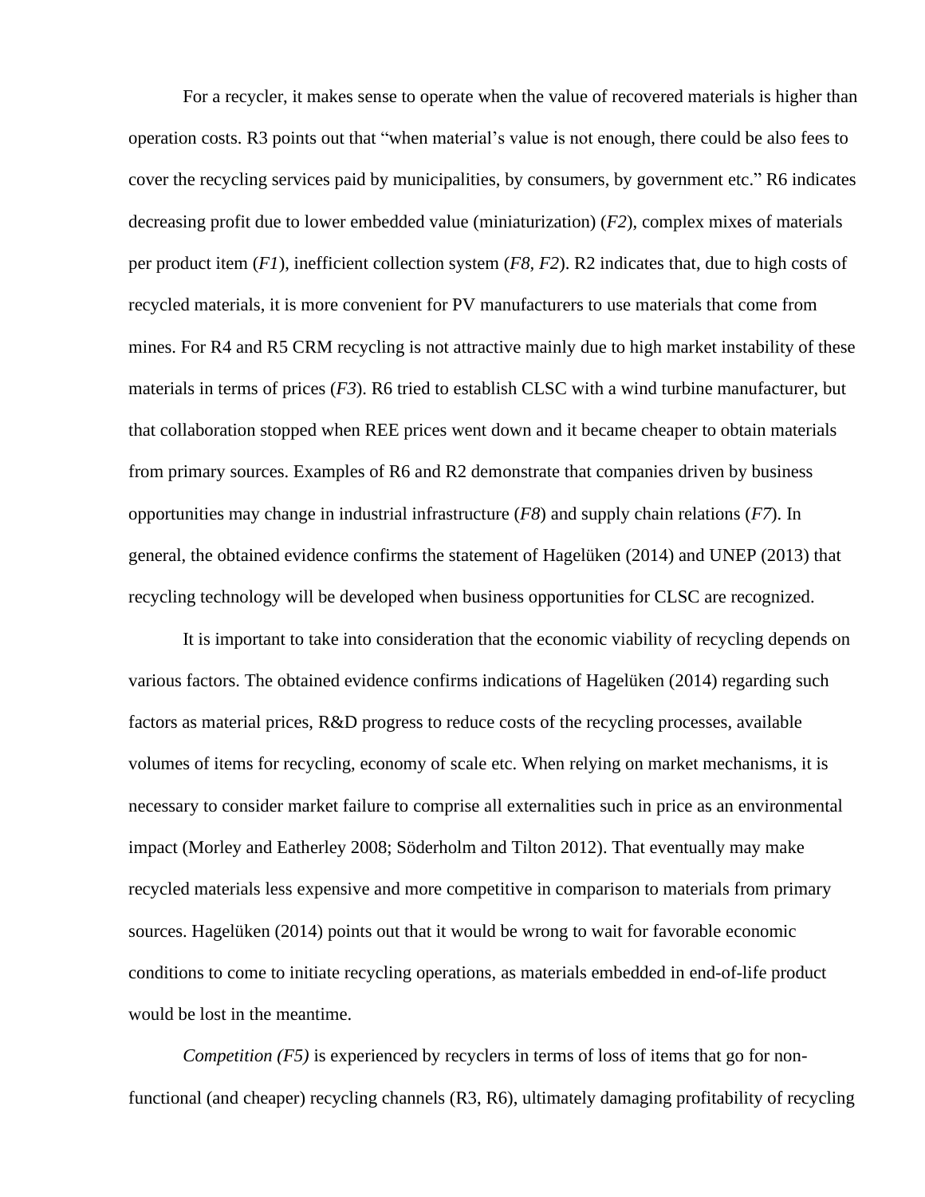For a recycler, it makes sense to operate when the value of recovered materials is higher than operation costs. R3 points out that "when material's value is not enough, there could be also fees to cover the recycling services paid by municipalities, by consumers, by government etc." R6 indicates decreasing profit due to lower embedded value (miniaturization) (*F2*), complex mixes of materials per product item (*F1*), inefficient collection system (*F8, F2*). R2 indicates that, due to high costs of recycled materials, it is more convenient for PV manufacturers to use materials that come from mines. For R4 and R5 CRM recycling is not attractive mainly due to high market instability of these materials in terms of prices (*F3*). R6 tried to establish CLSC with a wind turbine manufacturer, but that collaboration stopped when REE prices went down and it became cheaper to obtain materials from primary sources. Examples of R6 and R2 demonstrate that companies driven by business opportunities may change in industrial infrastructure (*F8*) and supply chain relations (*F7*). In general, the obtained evidence confirms the statement of Hagelüken (2014) and UNEP (2013) that recycling technology will be developed when business opportunities for CLSC are recognized.

It is important to take into consideration that the economic viability of recycling depends on various factors. The obtained evidence confirms indications of Hagelüken (2014) regarding such factors as material prices, R&D progress to reduce costs of the recycling processes, available volumes of items for recycling, economy of scale etc. When relying on market mechanisms, it is necessary to consider market failure to comprise all externalities such in price as an environmental impact (Morley and Eatherley 2008; Söderholm and Tilton 2012). That eventually may make recycled materials less expensive and more competitive in comparison to materials from primary sources. Hagelüken (2014) points out that it would be wrong to wait for favorable economic conditions to come to initiate recycling operations, as materials embedded in end-of-life product would be lost in the meantime.

*Competition (F5)* is experienced by recyclers in terms of loss of items that go for non-functional (and cheaper) recycling channels (R3, R6), ultimately damaging profitability of recycling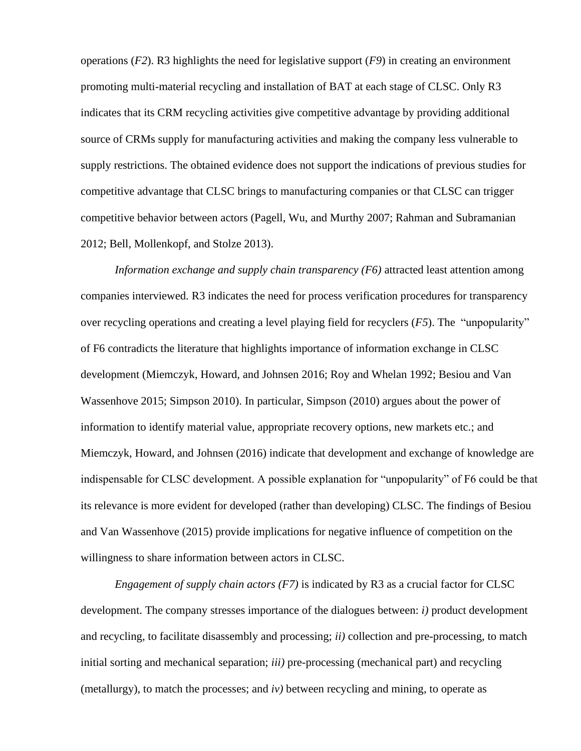operations (*F2*). R3 highlights the need for legislative support (*F9*) in creating an environment promoting multi-material recycling and installation of BAT at each stage of CLSC. Only R3 indicates that its CRM recycling activities give competitive advantage by providing additional source of CRMs supply for manufacturing activities and making the company less vulnerable to supply restrictions. The obtained evidence does not support the indications of previous studies for competitive advantage that CLSC brings to manufacturing companies or that CLSC can trigger competitive behavior between actors (Pagell, Wu, and Murthy 2007; Rahman and Subramanian 2012; Bell, Mollenkopf, and Stolze 2013).

*Information exchange and supply chain transparency (F6)* attracted least attention among companies interviewed. R3 indicates the need for process verification procedures for transparency over recycling operations and creating a level playing field for recyclers (*F5*). The "unpopularity" of F6 contradicts the literature that highlights importance of information exchange in CLSC development (Miemczyk, Howard, and Johnsen 2016; Roy and Whelan 1992; Besiou and Van Wassenhove 2015; Simpson 2010). In particular, Simpson (2010) argues about the power of information to identify material value, appropriate recovery options, new markets etc.; and Miemczyk, Howard, and Johnsen (2016) indicate that development and exchange of knowledge are indispensable for CLSC development. A possible explanation for "unpopularity" of F6 could be that its relevance is more evident for developed (rather than developing) CLSC. The findings of Besiou and Van Wassenhove (2015) provide implications for negative influence of competition on the willingness to share information between actors in CLSC.

*Engagement of supply chain actors (F7)* is indicated by R3 as a crucial factor for CLSC development. The company stresses importance of the dialogues between: *i)* product development and recycling, to facilitate disassembly and processing; *ii)* collection and pre-processing, to match initial sorting and mechanical separation; *iii)* pre-processing (mechanical part) and recycling (metallurgy), to match the processes; and *iv)* between recycling and mining, to operate as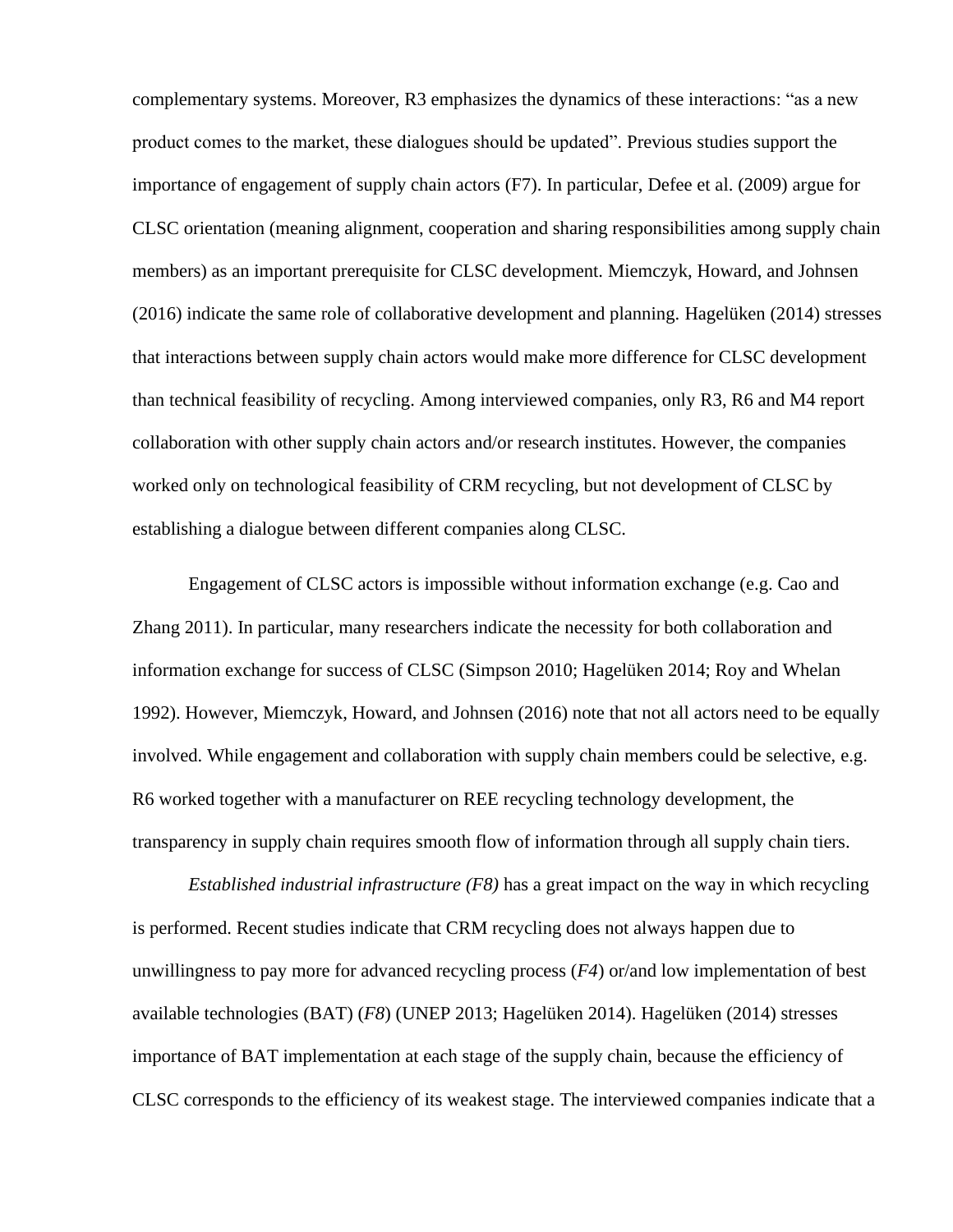complementary systems. Moreover, R3 emphasizes the dynamics of these interactions: "as a new product comes to the market, these dialogues should be updated". Previous studies support the importance of engagement of supply chain actors (F7). In particular, Defee et al. (2009) argue for CLSC orientation (meaning alignment, cooperation and sharing responsibilities among supply chain members) as an important prerequisite for CLSC development. Miemczyk, Howard, and Johnsen (2016) indicate the same role of collaborative development and planning. Hagelüken (2014) stresses that interactions between supply chain actors would make more difference for CLSC development than technical feasibility of recycling. Among interviewed companies, only R3, R6 and M4 report collaboration with other supply chain actors and/or research institutes. However, the companies worked only on technological feasibility of CRM recycling, but not development of CLSC by establishing a dialogue between different companies along CLSC.

Engagement of CLSC actors is impossible without information exchange (e.g. Cao and Zhang 2011). In particular, many researchers indicate the necessity for both collaboration and information exchange for success of CLSC (Simpson 2010; Hagelüken 2014; Roy and Whelan 1992). However, Miemczyk, Howard, and Johnsen (2016) note that not all actors need to be equally involved. While engagement and collaboration with supply chain members could be selective, e.g. R6 worked together with a manufacturer on REE recycling technology development, the transparency in supply chain requires smooth flow of information through all supply chain tiers.

*Established industrial infrastructure (F8)* has a great impact on the way in which recycling is performed. Recent studies indicate that CRM recycling does not always happen due to unwillingness to pay more for advanced recycling process (*F4*) or/and low implementation of best available technologies (BAT) (*F8*) (UNEP 2013; Hagelüken 2014). Hagelüken (2014) stresses importance of BAT implementation at each stage of the supply chain, because the efficiency of CLSC corresponds to the efficiency of its weakest stage. The interviewed companies indicate that a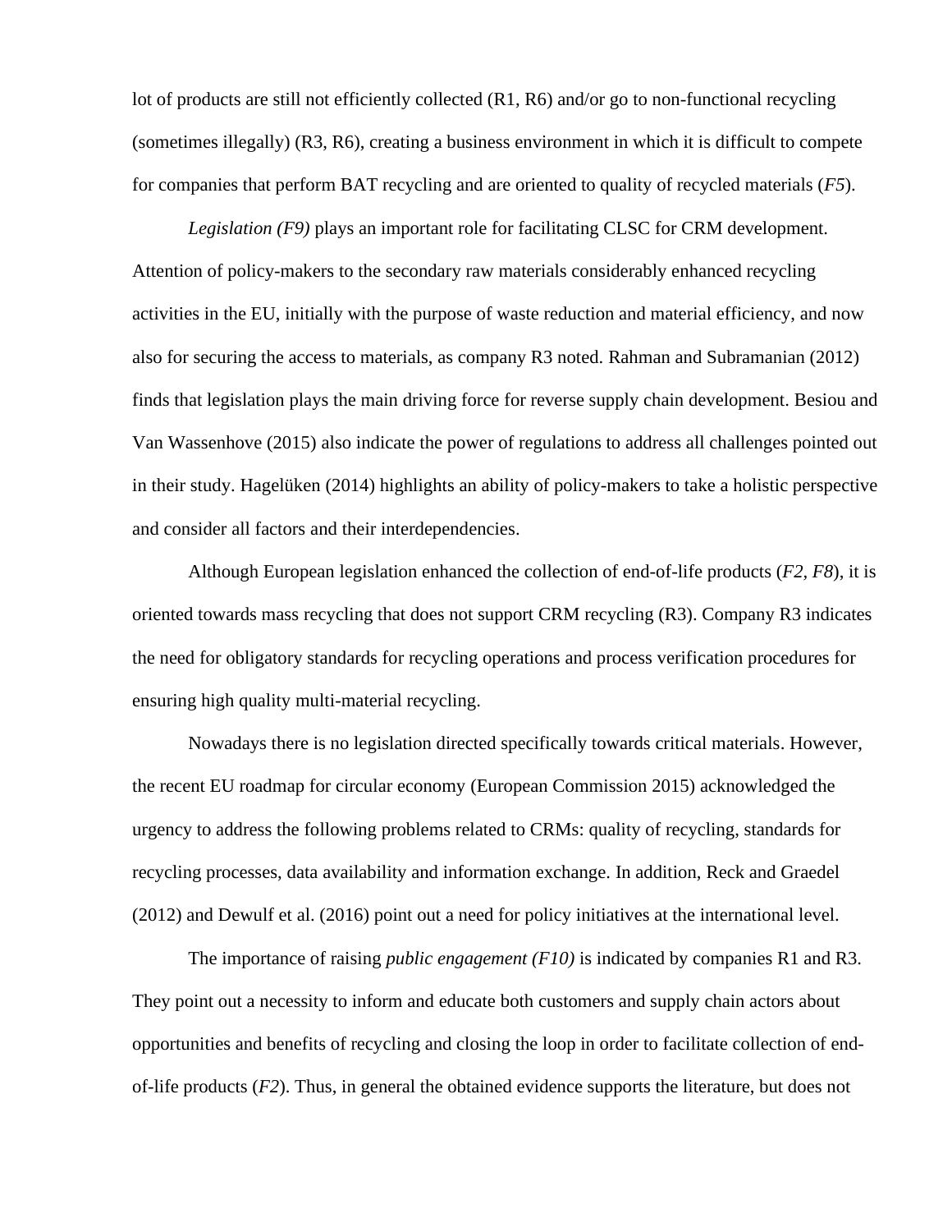lot of products are still not efficiently collected (R1, R6) and/or go to non-functional recycling (sometimes illegally) (R3, R6), creating a business environment in which it is difficult to compete for companies that perform BAT recycling and are oriented to quality of recycled materials (*F5*).

*Legislation (F9)* plays an important role for facilitating CLSC for CRM development. Attention of policy-makers to the secondary raw materials considerably enhanced recycling activities in the EU, initially with the purpose of waste reduction and material efficiency, and now also for securing the access to materials, as company R3 noted. Rahman and Subramanian (2012) finds that legislation plays the main driving force for reverse supply chain development. Besiou and Van Wassenhove (2015) also indicate the power of regulations to address all challenges pointed out in their study. Hagelüken (2014) highlights an ability of policy-makers to take a holistic perspective and consider all factors and their interdependencies.

Although European legislation enhanced the collection of end-of-life products (*F2, F8*), it is oriented towards mass recycling that does not support CRM recycling (R3). Company R3 indicates the need for obligatory standards for recycling operations and process verification procedures for ensuring high quality multi-material recycling.

Nowadays there is no legislation directed specifically towards critical materials. However, the recent EU roadmap for circular economy (European Commission 2015) acknowledged the urgency to address the following problems related to CRMs: quality of recycling, standards for recycling processes, data availability and information exchange. In addition, Reck and Graedel (2012) and Dewulf et al. (2016) point out a need for policy initiatives at the international level.

The importance of raising *public engagement (F10)* is indicated by companies R1 and R3. They point out a necessity to inform and educate both customers and supply chain actors about opportunities and benefits of recycling and closing the loop in order to facilitate collection of end-of-life products (*F2*). Thus, in general the obtained evidence supports the literature, but does not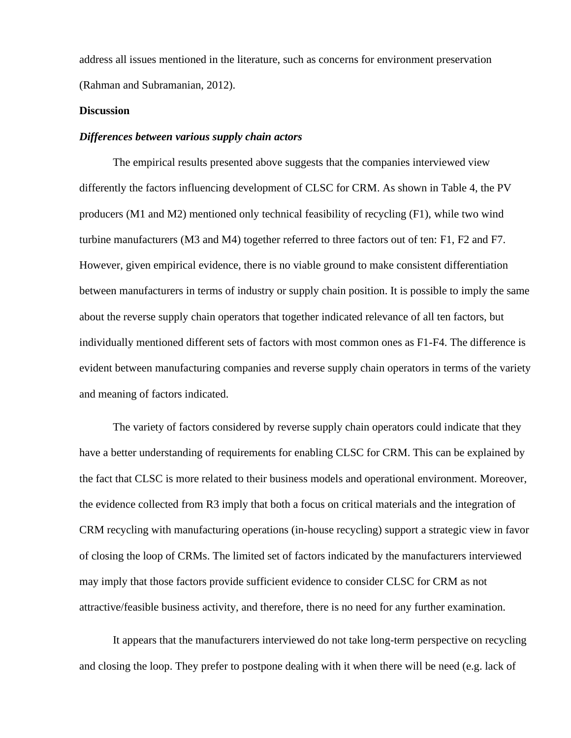address all issues mentioned in the literature, such as concerns for environment preservation (Rahman and Subramanian, 2012).

## Discussion

### *Differences between various supply chain actors*

The empirical results presented above suggests that the companies interviewed view differently the factors influencing development of CLSC for CRM. As shown in Table 4, the PV producers (M1 and M2) mentioned only technical feasibility of recycling (F1), while two wind turbine manufacturers (M3 and M4) together referred to three factors out of ten: F1, F2 and F7. However, given empirical evidence, there is no viable ground to make consistent differentiation between manufacturers in terms of industry or supply chain position. It is possible to imply the same about the reverse supply chain operators that together indicated relevance of all ten factors, but individually mentioned different sets of factors with most common ones as F1-F4. The difference is evident between manufacturing companies and reverse supply chain operators in terms of the variety and meaning of factors indicated.

The variety of factors considered by reverse supply chain operators could indicate that they have a better understanding of requirements for enabling CLSC for CRM. This can be explained by the fact that CLSC is more related to their business models and operational environment. Moreover, the evidence collected from R3 imply that both a focus on critical materials and the integration of CRM recycling with manufacturing operations (in-house recycling) support a strategic view in favor of closing the loop of CRMs. The limited set of factors indicated by the manufacturers interviewed may imply that those factors provide sufficient evidence to consider CLSC for CRM as not attractive/feasible business activity, and therefore, there is no need for any further examination.

It appears that the manufacturers interviewed do not take long-term perspective on recycling and closing the loop. They prefer to postpone dealing with it when there will be need (e.g. lack of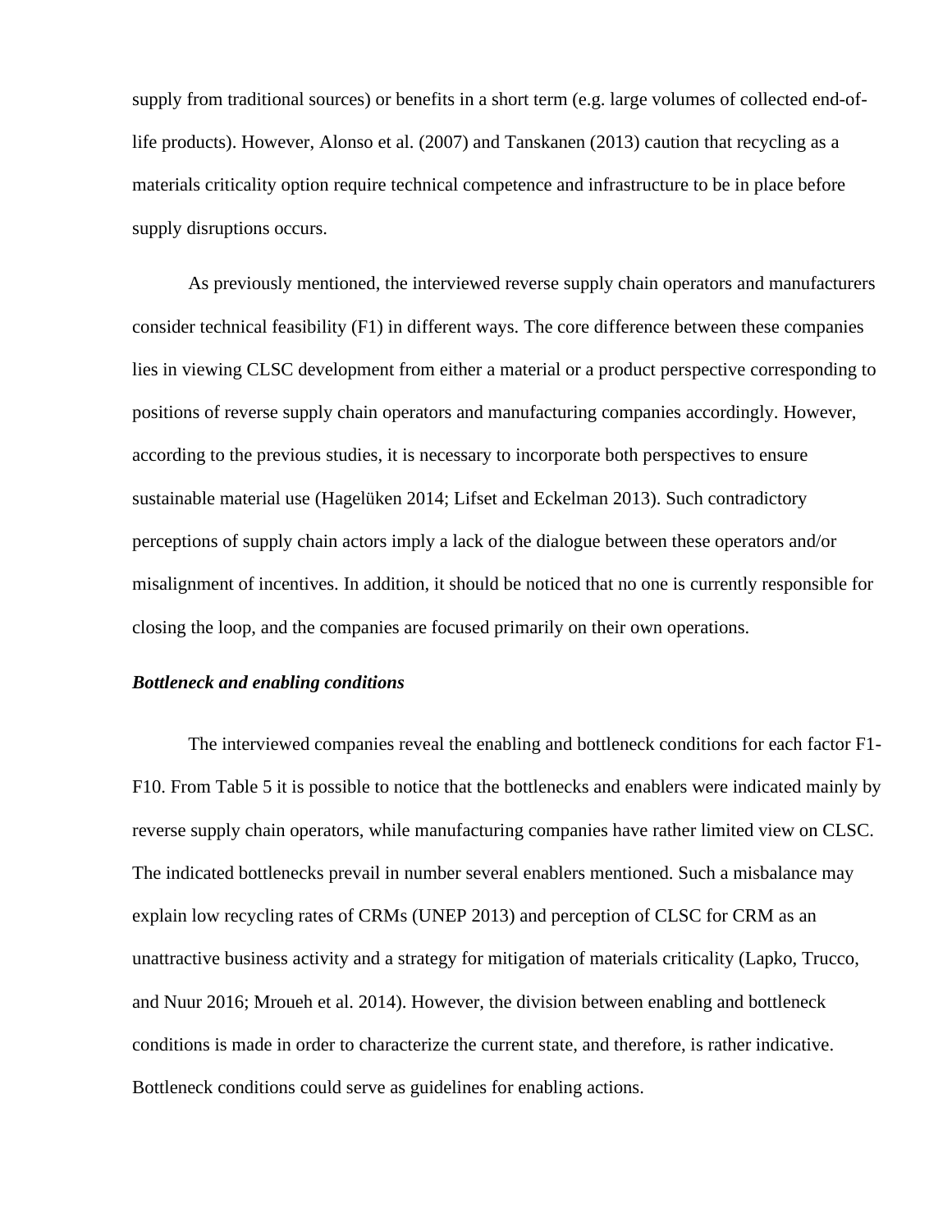supply from traditional sources) or benefits in a short term (e.g. large volumes of collected end-of-life products). However, Alonso et al. (2007) and Tanskanen (2013) caution that recycling as a materials criticality option require technical competence and infrastructure to be in place before supply disruptions occurs.

As previously mentioned, the interviewed reverse supply chain operators and manufacturers consider technical feasibility (F1) in different ways. The core difference between these companies lies in viewing CLSC development from either a material or a product perspective corresponding to positions of reverse supply chain operators and manufacturing companies accordingly. However, according to the previous studies, it is necessary to incorporate both perspectives to ensure sustainable material use (Hagelüken 2014; Lifset and Eckelman 2013). Such contradictory perceptions of supply chain actors imply a lack of the dialogue between these operators and/or misalignment of incentives. In addition, it should be noticed that no one is currently responsible for closing the loop, and the companies are focused primarily on their own operations.

***Bottleneck and enabling conditions***

The interviewed companies reveal the enabling and bottleneck conditions for each factor F1-F10. From Table 5 it is possible to notice that the bottlenecks and enablers were indicated mainly by reverse supply chain operators, while manufacturing companies have rather limited view on CLSC. The indicated bottlenecks prevail in number several enablers mentioned. Such a misbalance may explain low recycling rates of CRMs (UNEP 2013) and perception of CLSC for CRM as an unattractive business activity and a strategy for mitigation of materials criticality (Lapko, Trucco, and Nuur 2016; Mroueh et al. 2014). However, the division between enabling and bottleneck conditions is made in order to characterize the current state, and therefore, is rather indicative. Bottleneck conditions could serve as guidelines for enabling actions.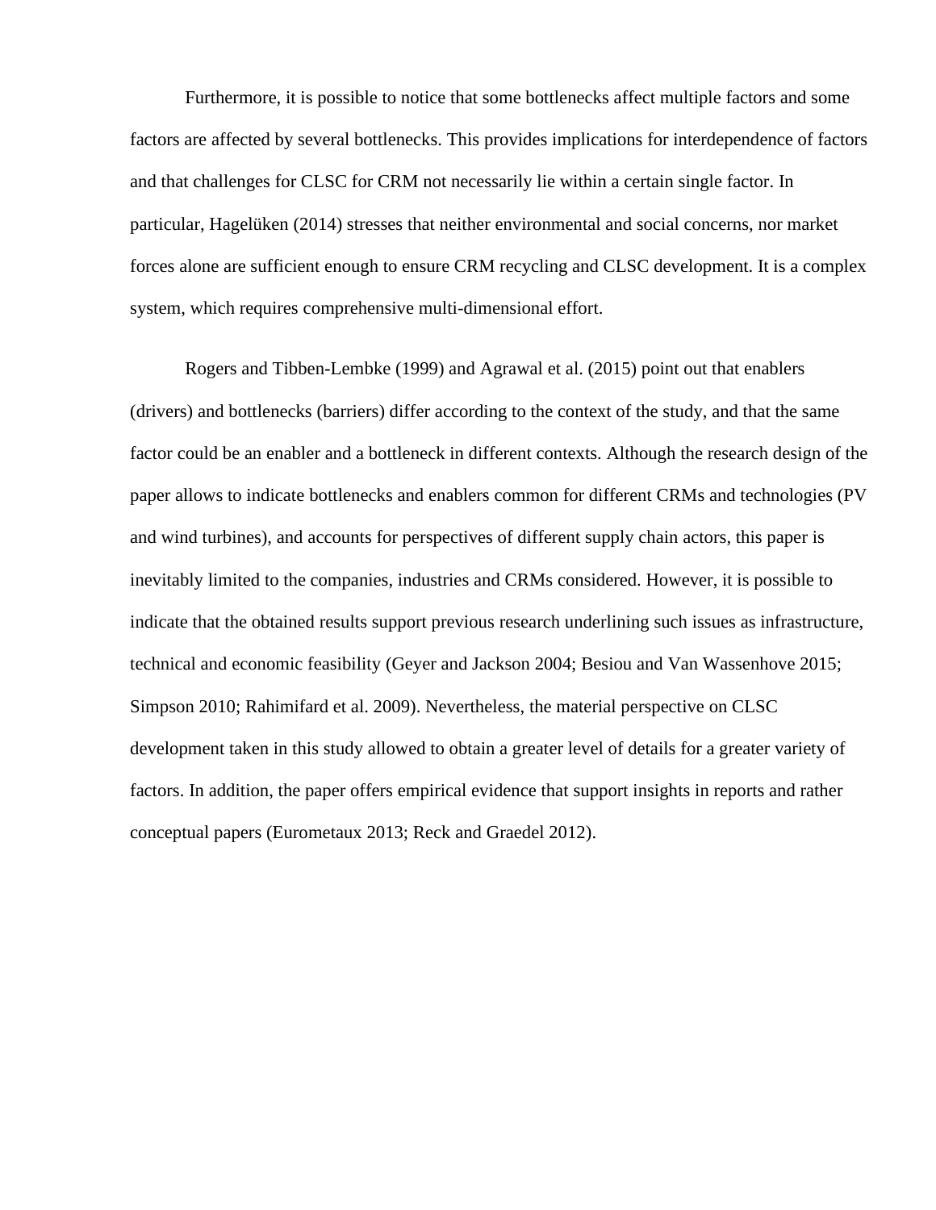Furthermore, it is possible to notice that some bottlenecks affect multiple factors and some factors are affected by several bottlenecks. This provides implications for interdependence of factors and that challenges for CLSC for CRM not necessarily lie within a certain single factor. In particular, Hagelüken (2014) stresses that neither environmental and social concerns, nor market forces alone are sufficient enough to ensure CRM recycling and CLSC development. It is a complex system, which requires comprehensive multi-dimensional effort.

Rogers and Tibben-Lembke (1999) and Agrawal et al. (2015) point out that enablers (drivers) and bottlenecks (barriers) differ according to the context of the study, and that the same factor could be an enabler and a bottleneck in different contexts. Although the research design of the paper allows to indicate bottlenecks and enablers common for different CRMs and technologies (PV and wind turbines), and accounts for perspectives of different supply chain actors, this paper is inevitably limited to the companies, industries and CRMs considered. However, it is possible to indicate that the obtained results support previous research underlining such issues as infrastructure, technical and economic feasibility (Geyer and Jackson 2004; Besiou and Van Wassenhove 2015; Simpson 2010; Rahimifard et al. 2009). Nevertheless, the material perspective on CLSC development taken in this study allowed to obtain a greater level of details for a greater variety of factors. In addition, the paper offers empirical evidence that support insights in reports and rather conceptual papers (Eurometaux 2013; Reck and Graedel 2012).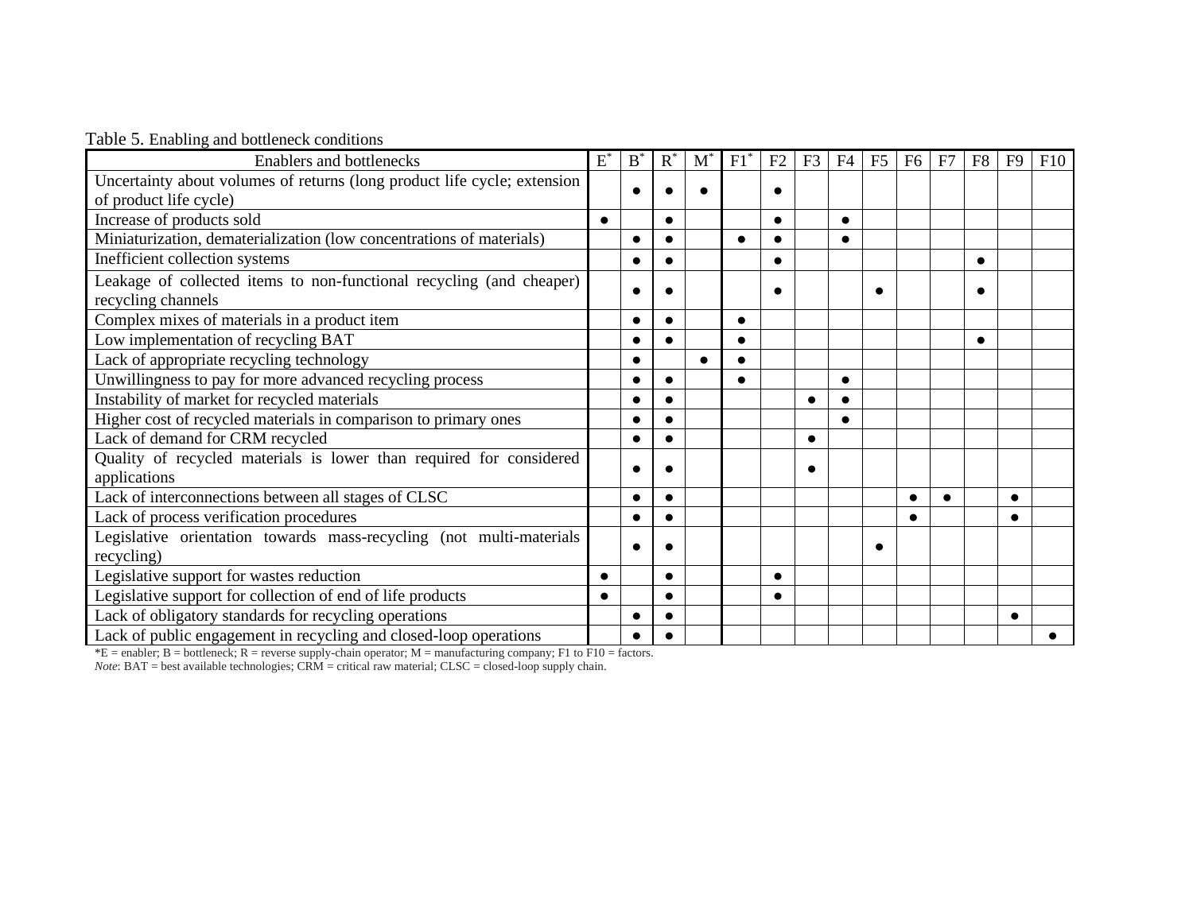Table 5. Enabling and bottleneck conditions

| Enablers and bottlenecks | E* | B* | R* | M* | F1* | F2 | F3 | F4 | F5 | F6 | F7 | F8 | F9 | F10 |
|---|---|---|---|---|---|---|---|---|---|---|---|---|---|---|
| Uncertainty about volumes of returns (long product life cycle; extension of product life cycle) | | ● | ● | ● | | ● | | | | | | | | |
| Increase of products sold | ● | | ● | | | ● | | ● | | | | | | |
| Miniaturization, dematerialization (low concentrations of materials) | | ● | ● | | ● | ● | | ● | | | | | | |
| Inefficient collection systems | | ● | ● | | | ● | | | | | | ● | | |
| Leakage of collected items to non-functional recycling (and cheaper) recycling channels | | ● | ● | | | ● | | | ● | | | ● | | |
| Complex mixes of materials in a product item | | ● | ● | | ● | | | | | | | | | |
| Low implementation of recycling BAT | | ● | ● | | ● | | | | | | | ● | | |
| Lack of appropriate recycling technology | | ● | | ● | ● | | | | | | | | | |
| Unwillingness to pay for more advanced recycling process | | ● | ● | | ● | | | ● | | | | | | |
| Instability of market for recycled materials | | ● | ● | | | | ● | ● | | | | | | |
| Higher cost of recycled materials in comparison to primary ones | | ● | ● | | | | | ● | | | | | | |
| Lack of demand for CRM recycled | | ● | ● | | | | ● | | | | | | | |
| Quality of recycled materials is lower than required for considered applications | | ● | ● | | | | ● | | | | | | | |
| Lack of interconnections between all stages of CLSC | | ● | ● | | | | | | | ● | ● | | ● | |
| Lack of process verification procedures | | ● | ● | | | | | | | ● | | | ● | |
| Legislative orientation towards mass-recycling (not multi-materials recycling) | | ● | ● | | | | | | ● | | | | | |
| Legislative support for wastes reduction | ● | | ● | | | ● | | | | | | | | |
| Legislative support for collection of end of life products | ● | | ● | | | ● | | | | | | | | |
| Lack of obligatory standards for recycling operations | | ● | ● | | | | | | | | | | ● | |
| Lack of public engagement in recycling and closed-loop operations | | ● | ● | | | | | | | | | | | ● |

*E = enabler; B = bottleneck; R = reverse supply-chain operator; M = manufacturing company; F1 to F10 = factors.

*Note*: BAT = best available technologies; CRM = critical raw material; CLSC = closed-loop supply chain.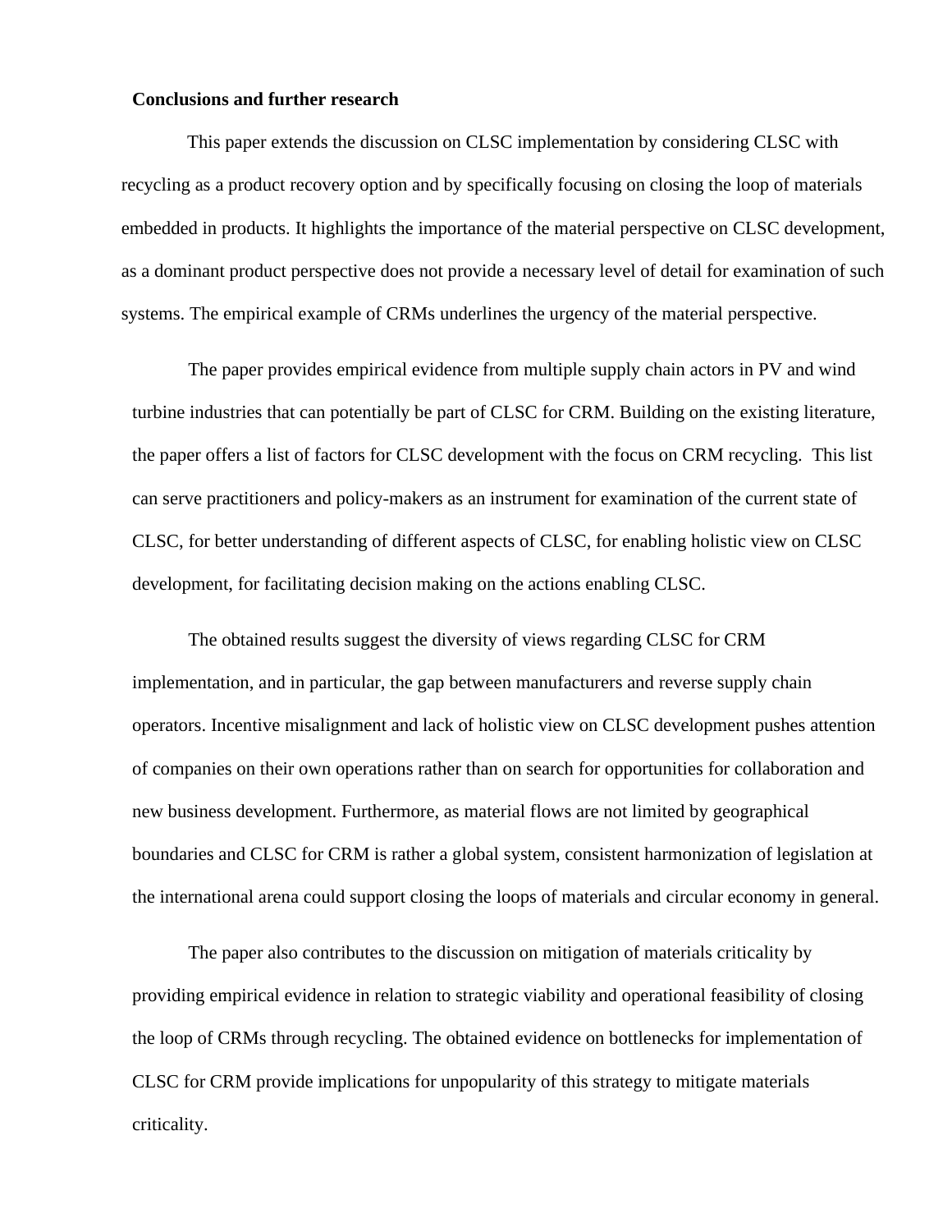**Conclusions and further research**

This paper extends the discussion on CLSC implementation by considering CLSC with recycling as a product recovery option and by specifically focusing on closing the loop of materials embedded in products. It highlights the importance of the material perspective on CLSC development, as a dominant product perspective does not provide a necessary level of detail for examination of such systems. The empirical example of CRMs underlines the urgency of the material perspective.

The paper provides empirical evidence from multiple supply chain actors in PV and wind turbine industries that can potentially be part of CLSC for CRM. Building on the existing literature, the paper offers a list of factors for CLSC development with the focus on CRM recycling. This list can serve practitioners and policy-makers as an instrument for examination of the current state of CLSC, for better understanding of different aspects of CLSC, for enabling holistic view on CLSC development, for facilitating decision making on the actions enabling CLSC.

The obtained results suggest the diversity of views regarding CLSC for CRM implementation, and in particular, the gap between manufacturers and reverse supply chain operators. Incentive misalignment and lack of holistic view on CLSC development pushes attention of companies on their own operations rather than on search for opportunities for collaboration and new business development. Furthermore, as material flows are not limited by geographical boundaries and CLSC for CRM is rather a global system, consistent harmonization of legislation at the international arena could support closing the loops of materials and circular economy in general.

The paper also contributes to the discussion on mitigation of materials criticality by providing empirical evidence in relation to strategic viability and operational feasibility of closing the loop of CRMs through recycling. The obtained evidence on bottlenecks for implementation of CLSC for CRM provide implications for unpopularity of this strategy to mitigate materials criticality.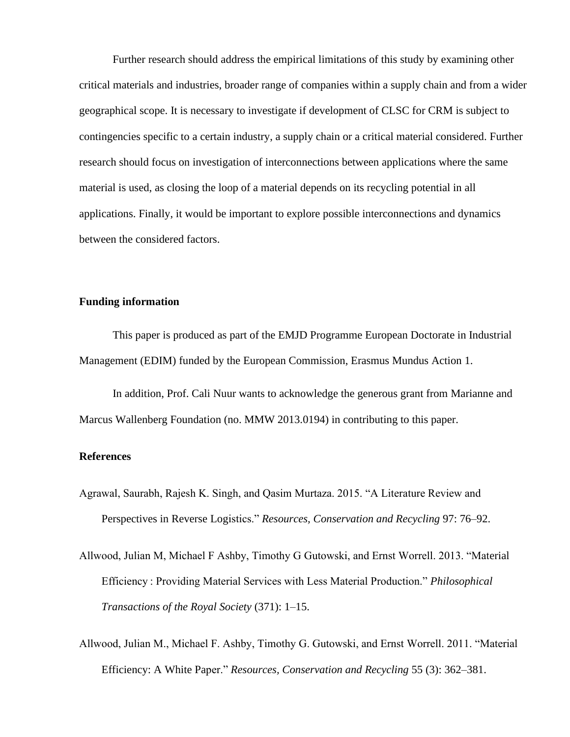Further research should address the empirical limitations of this study by examining other critical materials and industries, broader range of companies within a supply chain and from a wider geographical scope. It is necessary to investigate if development of CLSC for CRM is subject to contingencies specific to a certain industry, a supply chain or a critical material considered. Further research should focus on investigation of interconnections between applications where the same material is used, as closing the loop of a material depends on its recycling potential in all applications. Finally, it would be important to explore possible interconnections and dynamics between the considered factors.

## Funding information

This paper is produced as part of the EMJD Programme European Doctorate in Industrial Management (EDIM) funded by the European Commission, Erasmus Mundus Action 1.

In addition, Prof. Cali Nuur wants to acknowledge the generous grant from Marianne and Marcus Wallenberg Foundation (no. MMW 2013.0194) in contributing to this paper.

## References

Agrawal, Saurabh, Rajesh K. Singh, and Qasim Murtaza. 2015. "A Literature Review and Perspectives in Reverse Logistics." *Resources, Conservation and Recycling* 97: 76–92.

Allwood, Julian M, Michael F Ashby, Timothy G Gutowski, and Ernst Worrell. 2013. "Material Efficiency : Providing Material Services with Less Material Production." *Philosophical Transactions of the Royal Society* (371): 1–15.

Allwood, Julian M., Michael F. Ashby, Timothy G. Gutowski, and Ernst Worrell. 2011. "Material Efficiency: A White Paper." *Resources, Conservation and Recycling* 55 (3): 362–381.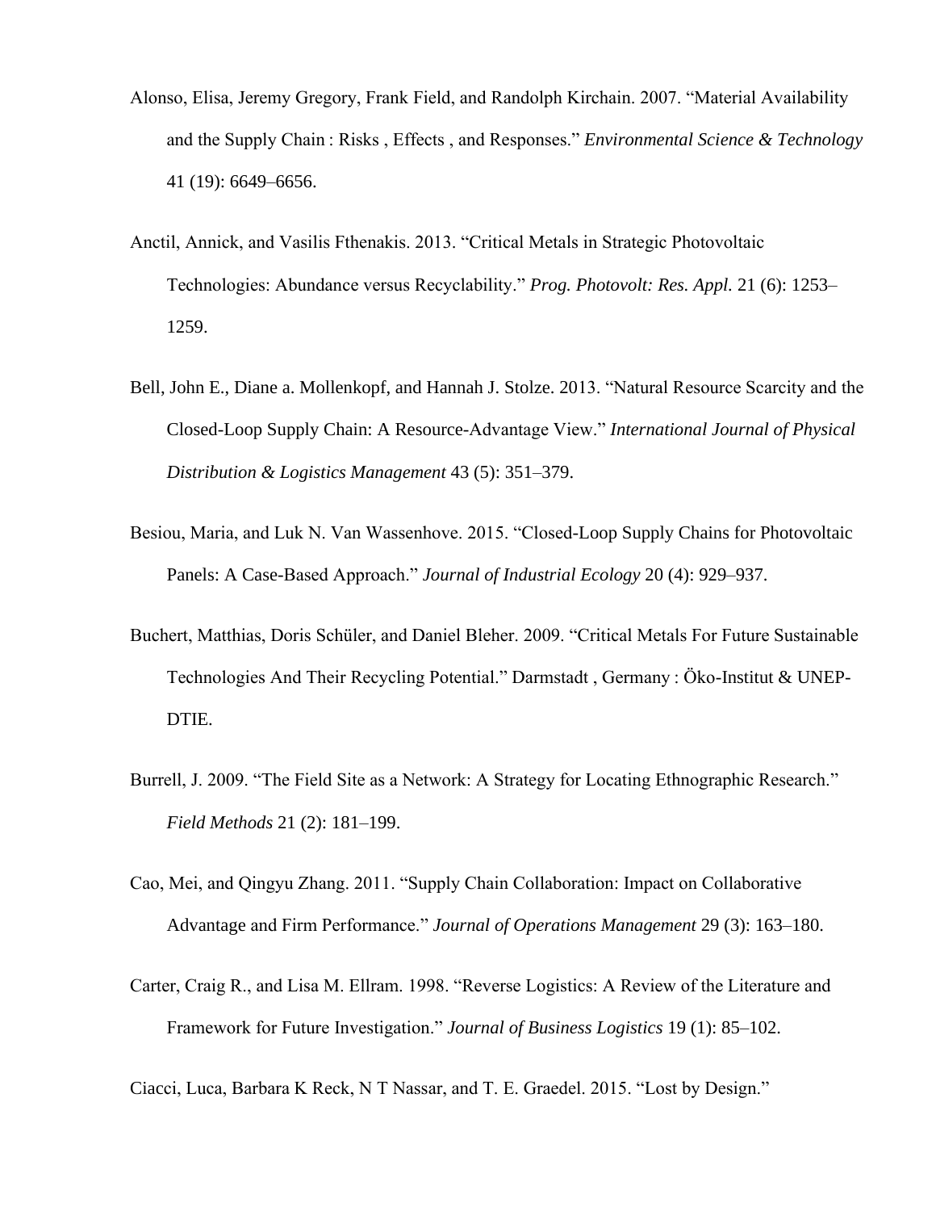Alonso, Elisa, Jeremy Gregory, Frank Field, and Randolph Kirchain. 2007. "Material Availability and the Supply Chain : Risks , Effects , and Responses." *Environmental Science & Technology* 41 (19): 6649–6656.

Anctil, Annick, and Vasilis Fthenakis. 2013. "Critical Metals in Strategic Photovoltaic Technologies: Abundance versus Recyclability." *Prog. Photovolt: Res. Appl.* 21 (6): 1253–1259.

Bell, John E., Diane a. Mollenkopf, and Hannah J. Stolze. 2013. "Natural Resource Scarcity and the Closed-Loop Supply Chain: A Resource-Advantage View." *International Journal of Physical Distribution & Logistics Management* 43 (5): 351–379.

Besiou, Maria, and Luk N. Van Wassenhove. 2015. "Closed-Loop Supply Chains for Photovoltaic Panels: A Case-Based Approach." *Journal of Industrial Ecology* 20 (4): 929–937.

Buchert, Matthias, Doris Schüler, and Daniel Bleher. 2009. "Critical Metals For Future Sustainable Technologies And Their Recycling Potential." Darmstadt , Germany : Öko-Institut & UNEP-DTIE.

Burrell, J. 2009. "The Field Site as a Network: A Strategy for Locating Ethnographic Research." *Field Methods* 21 (2): 181–199.

Cao, Mei, and Qingyu Zhang. 2011. "Supply Chain Collaboration: Impact on Collaborative Advantage and Firm Performance." *Journal of Operations Management* 29 (3): 163–180.

Carter, Craig R., and Lisa M. Ellram. 1998. "Reverse Logistics: A Review of the Literature and Framework for Future Investigation." *Journal of Business Logistics* 19 (1): 85–102.

Ciacci, Luca, Barbara K Reck, N T Nassar, and T. E. Graedel. 2015. "Lost by Design."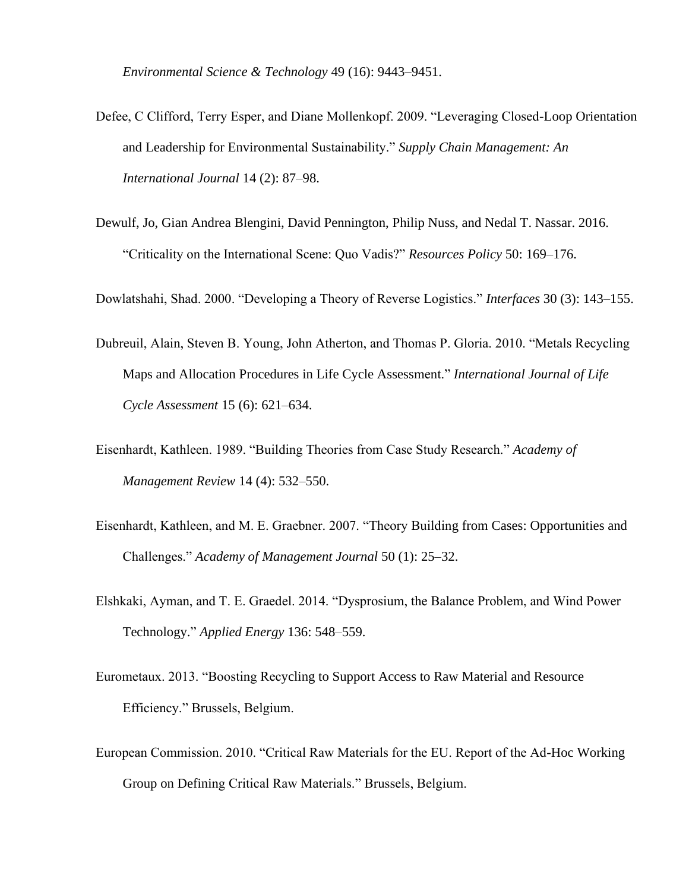*Environmental Science & Technology* 49 (16): 9443–9451.

Defee, C Clifford, Terry Esper, and Diane Mollenkopf. 2009. "Leveraging Closed-Loop Orientation and Leadership for Environmental Sustainability." *Supply Chain Management: An International Journal* 14 (2): 87–98.

Dewulf, Jo, Gian Andrea Blengini, David Pennington, Philip Nuss, and Nedal T. Nassar. 2016. "Criticality on the International Scene: Quo Vadis?" *Resources Policy* 50: 169–176.

Dowlatshahi, Shad. 2000. "Developing a Theory of Reverse Logistics." *Interfaces* 30 (3): 143–155.

Dubreuil, Alain, Steven B. Young, John Atherton, and Thomas P. Gloria. 2010. "Metals Recycling Maps and Allocation Procedures in Life Cycle Assessment." *International Journal of Life Cycle Assessment* 15 (6): 621–634.

Eisenhardt, Kathleen. 1989. "Building Theories from Case Study Research." *Academy of Management Review* 14 (4): 532–550.

Eisenhardt, Kathleen, and M. E. Graebner. 2007. "Theory Building from Cases: Opportunities and Challenges." *Academy of Management Journal* 50 (1): 25–32.

Elshkaki, Ayman, and T. E. Graedel. 2014. "Dysprosium, the Balance Problem, and Wind Power Technology." *Applied Energy* 136: 548–559.

Eurometaux. 2013. "Boosting Recycling to Support Access to Raw Material and Resource Efficiency." Brussels, Belgium.

European Commission. 2010. "Critical Raw Materials for the EU. Report of the Ad-Hoc Working Group on Defining Critical Raw Materials." Brussels, Belgium.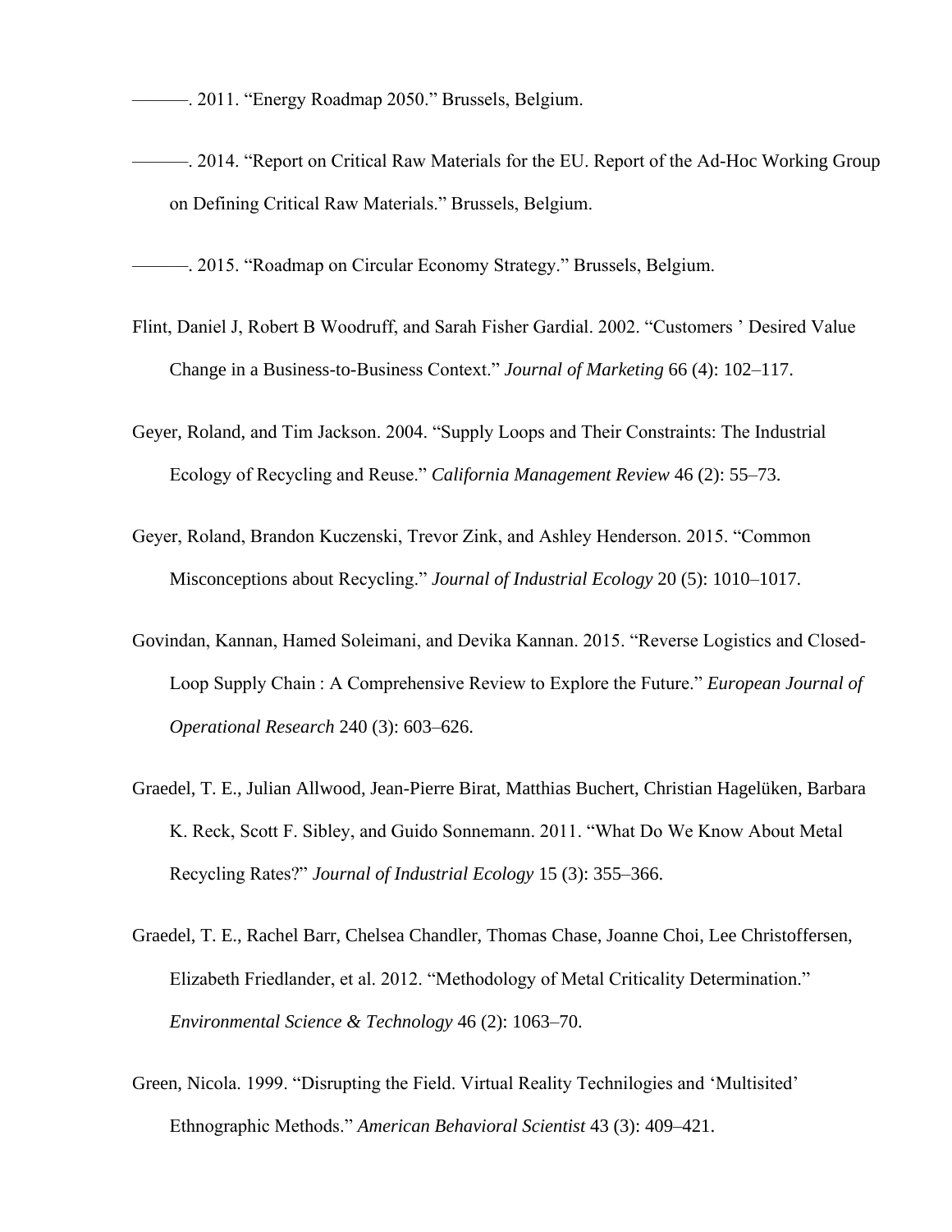———. 2011. “Energy Roadmap 2050.” Brussels, Belgium.

———. 2014. “Report on Critical Raw Materials for the EU. Report of the Ad-Hoc Working Group on Defining Critical Raw Materials.” Brussels, Belgium.

———. 2015. “Roadmap on Circular Economy Strategy.” Brussels, Belgium.

Flint, Daniel J, Robert B Woodruff, and Sarah Fisher Gardial. 2002. “Customers ’ Desired Value Change in a Business-to-Business Context.” *Journal of Marketing* 66 (4): 102–117.

Geyer, Roland, and Tim Jackson. 2004. “Supply Loops and Their Constraints: The Industrial Ecology of Recycling and Reuse.” *California Management Review* 46 (2): 55–73.

Geyer, Roland, Brandon Kuczenski, Trevor Zink, and Ashley Henderson. 2015. “Common Misconceptions about Recycling.” *Journal of Industrial Ecology* 20 (5): 1010–1017.

Govindan, Kannan, Hamed Soleimani, and Devika Kannan. 2015. “Reverse Logistics and Closed-Loop Supply Chain : A Comprehensive Review to Explore the Future.” *European Journal of Operational Research* 240 (3): 603–626.

Graedel, T. E., Julian Allwood, Jean-Pierre Birat, Matthias Buchert, Christian Hagelüken, Barbara K. Reck, Scott F. Sibley, and Guido Sonnemann. 2011. “What Do We Know About Metal Recycling Rates?” *Journal of Industrial Ecology* 15 (3): 355–366.

Graedel, T. E., Rachel Barr, Chelsea Chandler, Thomas Chase, Joanne Choi, Lee Christoffersen, Elizabeth Friedlander, et al. 2012. “Methodology of Metal Criticality Determination.” *Environmental Science & Technology* 46 (2): 1063–70.

Green, Nicola. 1999. “Disrupting the Field. Virtual Reality Technilogies and ‘Multisited’ Ethnographic Methods.” *American Behavioral Scientist* 43 (3): 409–421.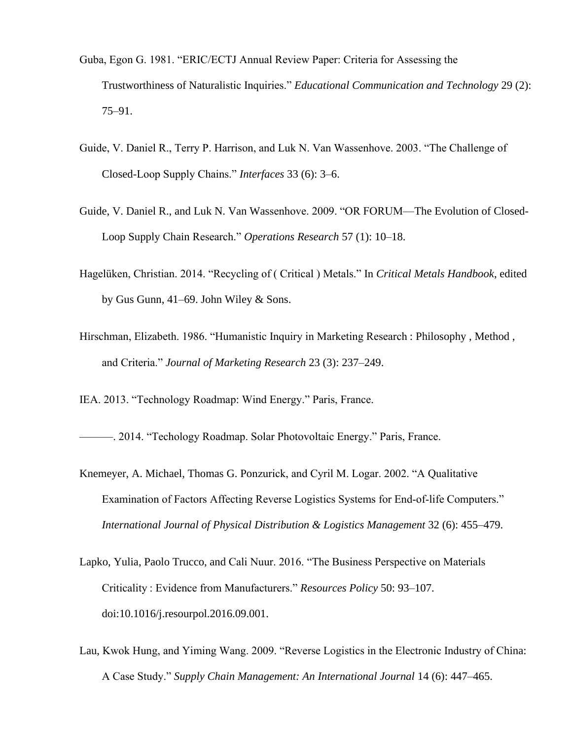Guba, Egon G. 1981. "ERIC/ECTJ Annual Review Paper: Criteria for Assessing the Trustworthiness of Naturalistic Inquiries." *Educational Communication and Technology* 29 (2): 75–91.

Guide, V. Daniel R., Terry P. Harrison, and Luk N. Van Wassenhove. 2003. "The Challenge of Closed-Loop Supply Chains." *Interfaces* 33 (6): 3–6.

Guide, V. Daniel R., and Luk N. Van Wassenhove. 2009. "OR FORUM—The Evolution of Closed-Loop Supply Chain Research." *Operations Research* 57 (1): 10–18.

Hagelüken, Christian. 2014. "Recycling of ( Critical ) Metals." In *Critical Metals Handbook*, edited by Gus Gunn, 41–69. John Wiley & Sons.

Hirschman, Elizabeth. 1986. "Humanistic Inquiry in Marketing Research : Philosophy , Method , and Criteria." *Journal of Marketing Research* 23 (3): 237–249.

IEA. 2013. "Technology Roadmap: Wind Energy." Paris, France.

———. 2014. "Techology Roadmap. Solar Photovoltaic Energy." Paris, France.

Knemeyer, A. Michael, Thomas G. Ponzurick, and Cyril M. Logar. 2002. "A Qualitative Examination of Factors Affecting Reverse Logistics Systems for End-of-life Computers." *International Journal of Physical Distribution & Logistics Management* 32 (6): 455–479.

Lapko, Yulia, Paolo Trucco, and Cali Nuur. 2016. "The Business Perspective on Materials Criticality : Evidence from Manufacturers." *Resources Policy* 50: 93–107. doi:10.1016/j.resourpol.2016.09.001.

Lau, Kwok Hung, and Yiming Wang. 2009. "Reverse Logistics in the Electronic Industry of China: A Case Study." *Supply Chain Management: An International Journal* 14 (6): 447–465.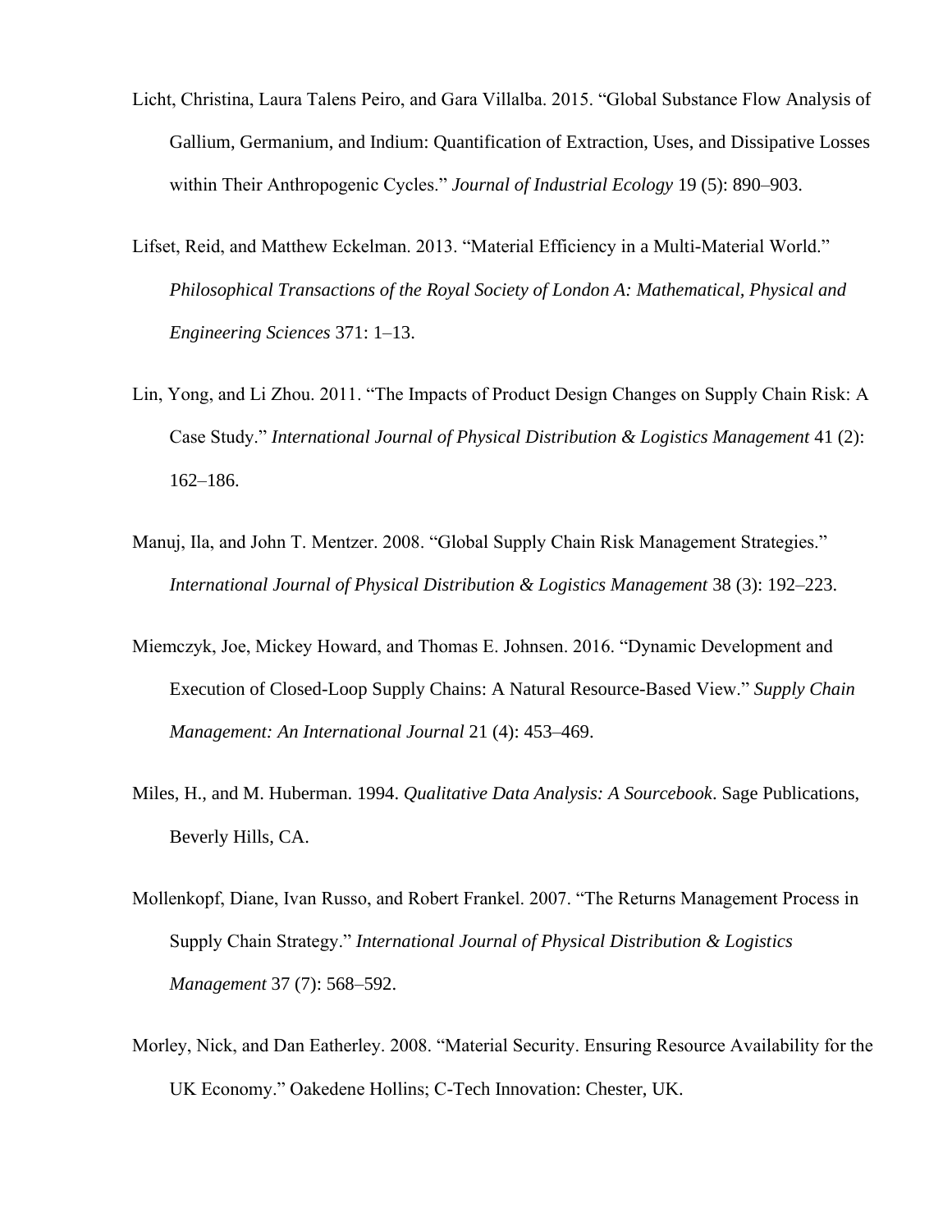Licht, Christina, Laura Talens Peiro, and Gara Villalba. 2015. “Global Substance Flow Analysis of Gallium, Germanium, and Indium: Quantification of Extraction, Uses, and Dissipative Losses within Their Anthropogenic Cycles.” *Journal of Industrial Ecology* 19 (5): 890–903.

Lifset, Reid, and Matthew Eckelman. 2013. “Material Efficiency in a Multi-Material World.” *Philosophical Transactions of the Royal Society of London A: Mathematical, Physical and Engineering Sciences* 371: 1–13.

Lin, Yong, and Li Zhou. 2011. “The Impacts of Product Design Changes on Supply Chain Risk: A Case Study.” *International Journal of Physical Distribution & Logistics Management* 41 (2): 162–186.

Manuj, Ila, and John T. Mentzer. 2008. “Global Supply Chain Risk Management Strategies.” *International Journal of Physical Distribution & Logistics Management* 38 (3): 192–223.

Miemczyk, Joe, Mickey Howard, and Thomas E. Johnsen. 2016. “Dynamic Development and Execution of Closed-Loop Supply Chains: A Natural Resource-Based View.” *Supply Chain Management: An International Journal* 21 (4): 453–469.

Miles, H., and M. Huberman. 1994. *Qualitative Data Analysis: A Sourcebook*. Sage Publications, Beverly Hills, CA.

Mollenkopf, Diane, Ivan Russo, and Robert Frankel. 2007. “The Returns Management Process in Supply Chain Strategy.” *International Journal of Physical Distribution & Logistics Management* 37 (7): 568–592.

Morley, Nick, and Dan Eatherley. 2008. “Material Security. Ensuring Resource Availability for the UK Economy.” Oakedene Hollins; C-Tech Innovation: Chester, UK.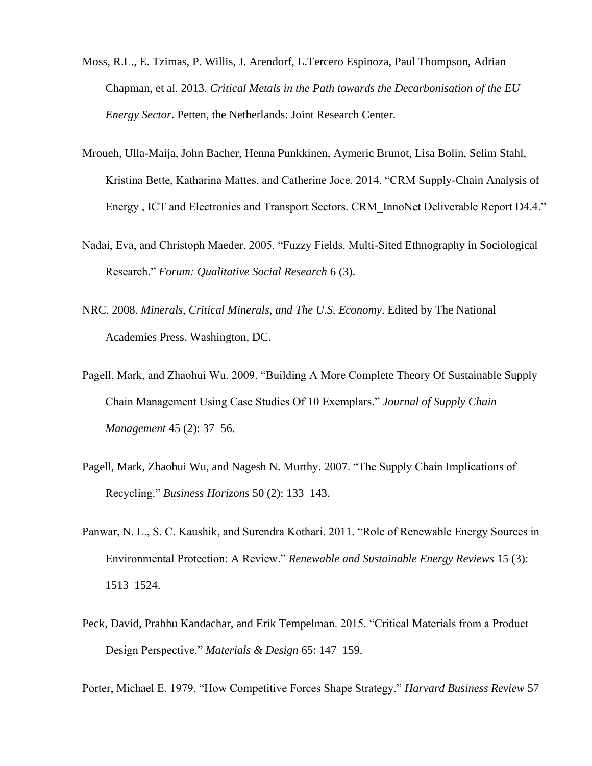Moss, R.L., E. Tzimas, P. Willis, J. Arendorf, L.Tercero Espinoza, Paul Thompson, Adrian Chapman, et al. 2013. *Critical Metals in the Path towards the Decarbonisation of the EU Energy Sector*. Petten, the Netherlands: Joint Research Center.

Mroueh, Ulla-Maija, John Bacher, Henna Punkkinen, Aymeric Brunot, Lisa Bolin, Selim Stahl, Kristina Bette, Katharina Mattes, and Catherine Joce. 2014. "CRM Supply-Chain Analysis of Energy , ICT and Electronics and Transport Sectors. CRM_InnoNet Deliverable Report D4.4."

Nadai, Eva, and Christoph Maeder. 2005. "Fuzzy Fields. Multi-Sited Ethnography in Sociological Research." *Forum: Qualitative Social Research* 6 (3).

NRC. 2008. *Minerals, Critical Minerals, and The U.S. Economy*. Edited by The National Academies Press. Washington, DC.

Pagell, Mark, and Zhaohui Wu. 2009. "Building A More Complete Theory Of Sustainable Supply Chain Management Using Case Studies Of 10 Exemplars." *Journal of Supply Chain Management* 45 (2): 37–56.

Pagell, Mark, Zhaohui Wu, and Nagesh N. Murthy. 2007. "The Supply Chain Implications of Recycling." *Business Horizons* 50 (2): 133–143.

Panwar, N. L., S. C. Kaushik, and Surendra Kothari. 2011. "Role of Renewable Energy Sources in Environmental Protection: A Review." *Renewable and Sustainable Energy Reviews* 15 (3): 1513–1524.

Peck, David, Prabhu Kandachar, and Erik Tempelman. 2015. "Critical Materials from a Product Design Perspective." *Materials & Design* 65: 147–159.

Porter, Michael E. 1979. "How Competitive Forces Shape Strategy." *Harvard Business Review* 57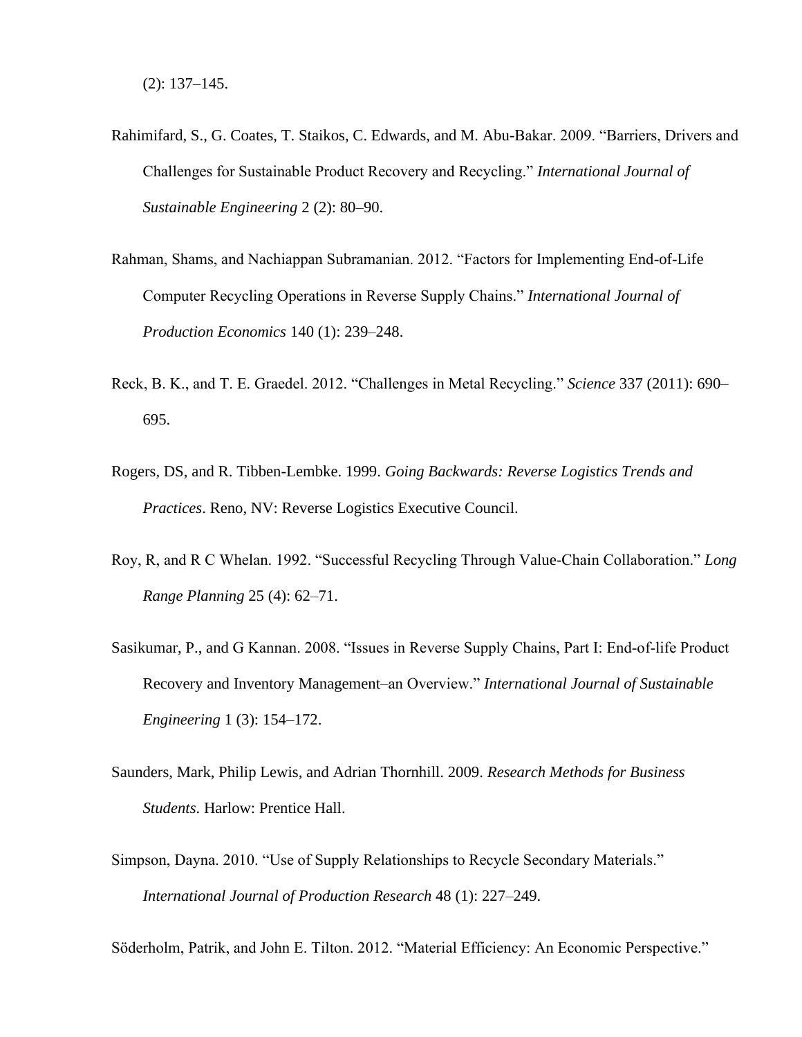(2): 137–145.

Rahimifard, S., G. Coates, T. Staikos, C. Edwards, and M. Abu-Bakar. 2009. "Barriers, Drivers and Challenges for Sustainable Product Recovery and Recycling." *International Journal of Sustainable Engineering* 2 (2): 80–90.

Rahman, Shams, and Nachiappan Subramanian. 2012. "Factors for Implementing End-of-Life Computer Recycling Operations in Reverse Supply Chains." *International Journal of Production Economics* 140 (1): 239–248.

Reck, B. K., and T. E. Graedel. 2012. "Challenges in Metal Recycling." *Science* 337 (2011): 690–695.

Rogers, DS, and R. Tibben-Lembke. 1999. *Going Backwards: Reverse Logistics Trends and Practices*. Reno, NV: Reverse Logistics Executive Council.

Roy, R, and R C Whelan. 1992. "Successful Recycling Through Value-Chain Collaboration." *Long Range Planning* 25 (4): 62–71.

Sasikumar, P., and G Kannan. 2008. "Issues in Reverse Supply Chains, Part I: End-of-life Product Recovery and Inventory Management–an Overview." *International Journal of Sustainable Engineering* 1 (3): 154–172.

Saunders, Mark, Philip Lewis, and Adrian Thornhill. 2009. *Research Methods for Business Students*. Harlow: Prentice Hall.

Simpson, Dayna. 2010. "Use of Supply Relationships to Recycle Secondary Materials." *International Journal of Production Research* 48 (1): 227–249.

Söderholm, Patrik, and John E. Tilton. 2012. "Material Efficiency: An Economic Perspective."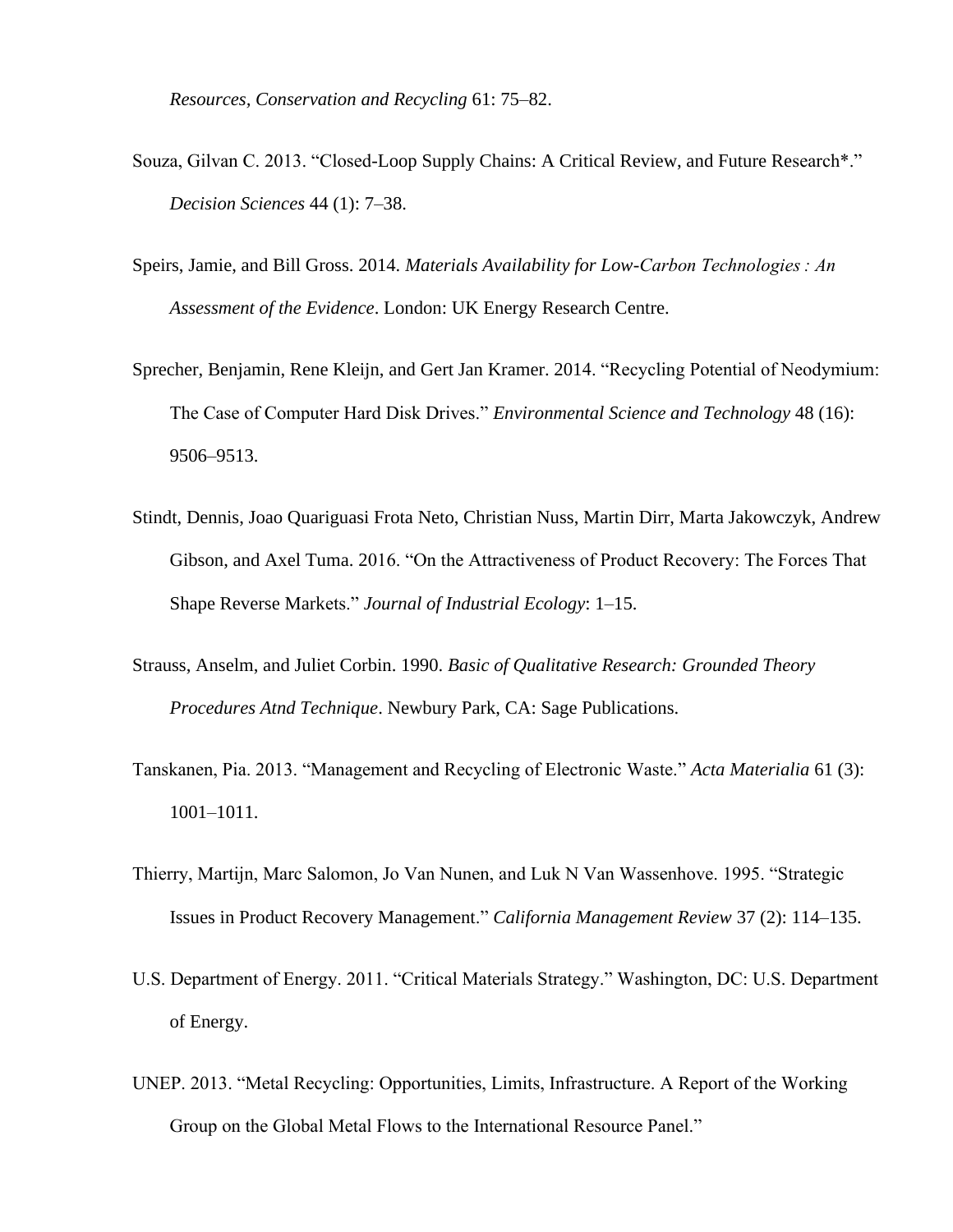*Resources, Conservation and Recycling* 61: 75–82.

Souza, Gilvan C. 2013. “Closed-Loop Supply Chains: A Critical Review, and Future Research*.” *Decision Sciences* 44 (1): 7–38.

Speirs, Jamie, and Bill Gross. 2014. *Materials Availability for Low-Carbon Technologies : An Assessment of the Evidence*. London: UK Energy Research Centre.

Sprecher, Benjamin, Rene Kleijn, and Gert Jan Kramer. 2014. “Recycling Potential of Neodymium: The Case of Computer Hard Disk Drives.” *Environmental Science and Technology* 48 (16): 9506–9513.

Stindt, Dennis, Joao Quariguasi Frota Neto, Christian Nuss, Martin Dirr, Marta Jakowczyk, Andrew Gibson, and Axel Tuma. 2016. “On the Attractiveness of Product Recovery: The Forces That Shape Reverse Markets.” *Journal of Industrial Ecology*: 1–15.

Strauss, Anselm, and Juliet Corbin. 1990. *Basic of Qualitative Research: Grounded Theory Procedures Atnd Technique*. Newbury Park, CA: Sage Publications.

Tanskanen, Pia. 2013. “Management and Recycling of Electronic Waste.” *Acta Materialia* 61 (3): 1001–1011.

Thierry, Martijn, Marc Salomon, Jo Van Nunen, and Luk N Van Wassenhove. 1995. “Strategic Issues in Product Recovery Management.” *California Management Review* 37 (2): 114–135.

U.S. Department of Energy. 2011. “Critical Materials Strategy.” Washington, DC: U.S. Department of Energy.

UNEP. 2013. “Metal Recycling: Opportunities, Limits, Infrastructure. A Report of the Working Group on the Global Metal Flows to the International Resource Panel.”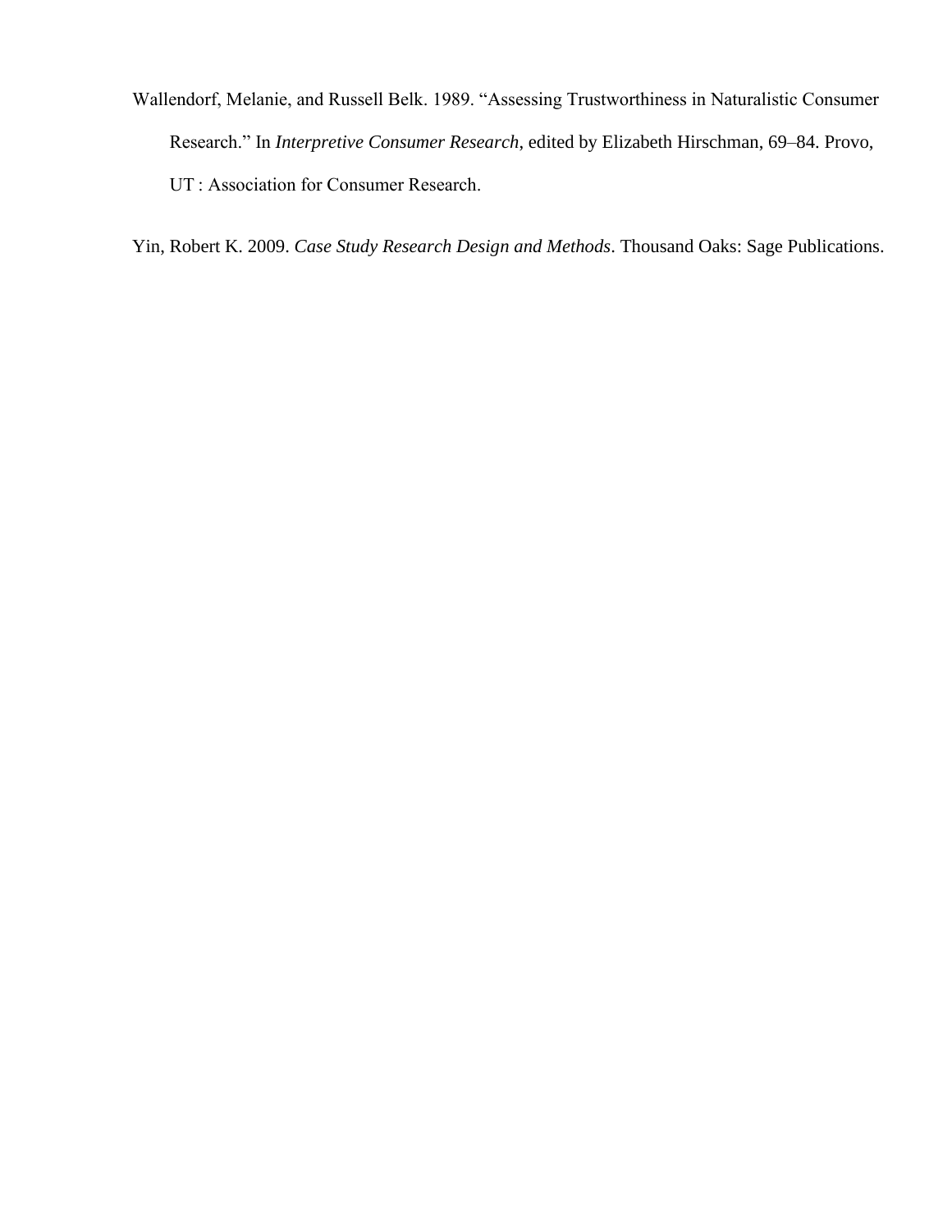Wallendorf, Melanie, and Russell Belk. 1989. “Assessing Trustworthiness in Naturalistic Consumer Research.” In *Interpretive Consumer Research*, edited by Elizabeth Hirschman, 69–84. Provo, UT : Association for Consumer Research.

Yin, Robert K. 2009. *Case Study Research Design and Methods*. Thousand Oaks: Sage Publications.